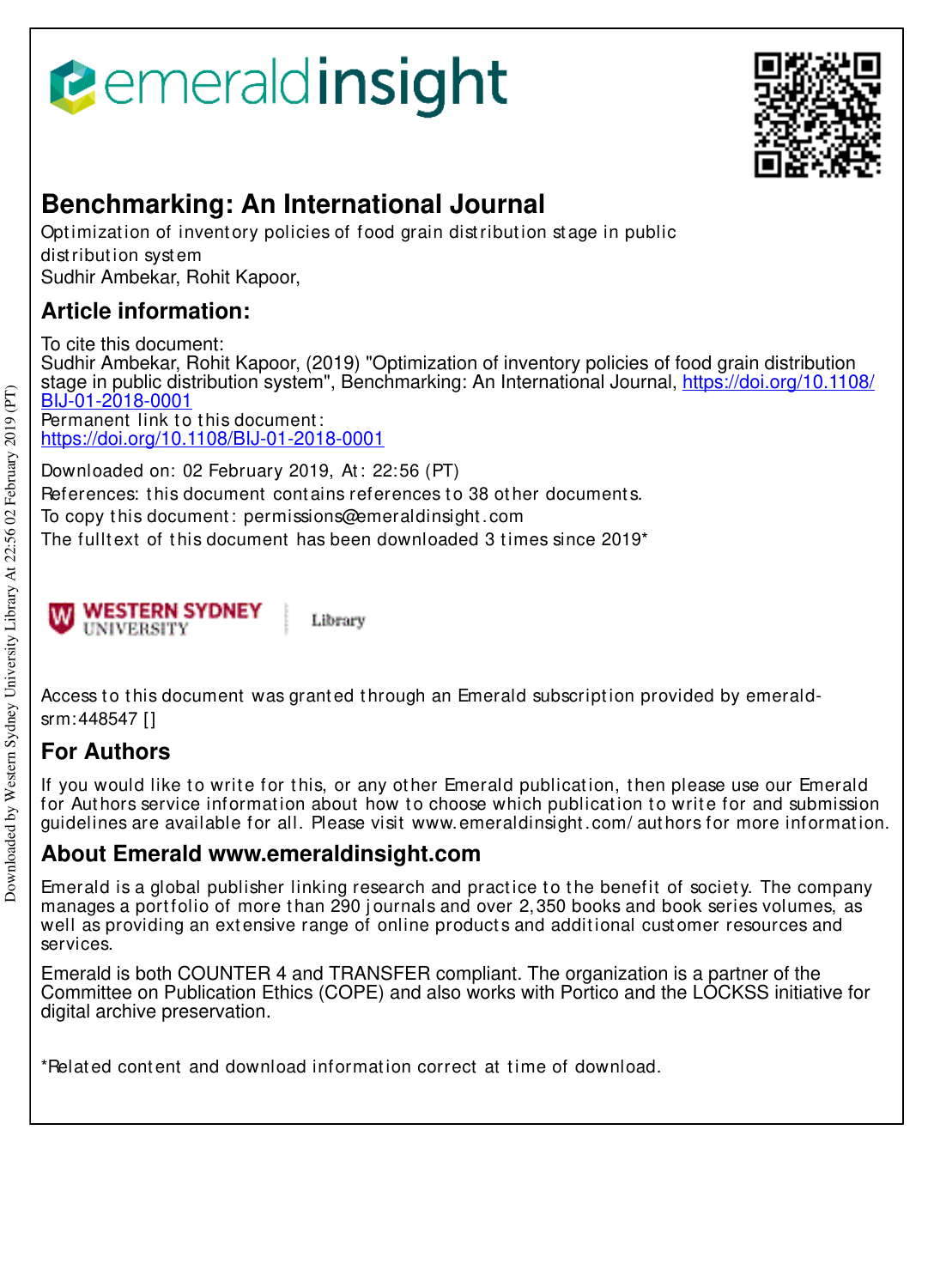emeraldinsight

# Benchmarking: An International Journal

Optimization of inventory policies of food grain distribution stage in public distribution system
Sudhir Ambekar, Rohit Kapoor,

## Article information:

To cite this document:
Sudhir Ambekar, Rohit Kapoor, (2019) "Optimization of inventory policies of food grain distribution stage in public distribution system", Benchmarking: An International Journal, https://doi.org/10.1108/BIJ-01-2018-0001
Permanent link to this document:
https://doi.org/10.1108/BIJ-01-2018-0001

Downloaded on: 02 February 2019, At: 22:56 (PT)
References: this document contains references to 38 other documents.
To copy this document: permissions@emeraldinsight.com
The fulltext of this document has been downloaded 3 times since 2019*

WESTERN SYDNEY UNIVERSITY | Library

Access to this document was granted through an Emerald subscription provided by emerald-srm:448547 []

## For Authors

If you would like to write for this, or any other Emerald publication, then please use our Emerald for Authors service information about how to choose which publication to write for and submission guidelines are available for all. Please visit www.emeraldinsight.com/authors for more information.

## About Emerald www.emeraldinsight.com

Emerald is a global publisher linking research and practice to the benefit of society. The company manages a portfolio of more than 290 journals and over 2,350 books and book series volumes, as well as providing an extensive range of online products and additional customer resources and services.

Emerald is both COUNTER 4 and TRANSFER compliant. The organization is a partner of the Committee on Publication Ethics (COPE) and also works with Portico and the LOCKSS initiative for digital archive preservation.

*Related content and download information correct at time of download.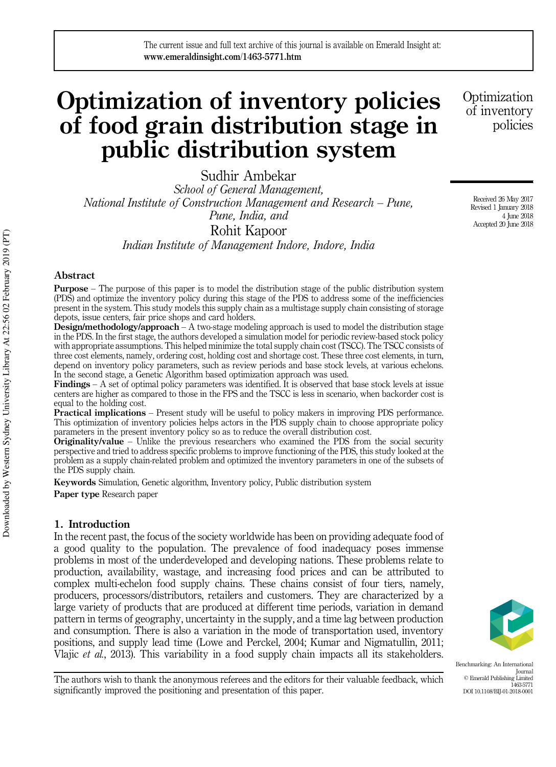# Optimization of inventory policies of food grain distribution stage in public distribution system

Sudhir Ambekar
*School of General Management, National Institute of Construction Management and Research – Pune, Pune, India, and*

Rohit Kapoor
*Indian Institute of Management Indore, Indore, India*

Received 26 May 2017
Revised 1 January 2018
4 June 2018
Accepted 20 June 2018

## Abstract

**Purpose** – The purpose of this paper is to model the distribution stage of the public distribution system (PDS) and optimize the inventory policy during this stage of the PDS to address some of the inefficiencies present in the system. This study models this supply chain as a multistage supply chain consisting of storage depots, issue centers, fair price shops and card holders.

**Design/methodology/approach** – A two-stage modeling approach is used to model the distribution stage in the PDS. In the first stage, the authors developed a simulation model for periodic review-based stock policy with appropriate assumptions. This helped minimize the total supply chain cost (TSCC). The TSCC consists of three cost elements, namely, ordering cost, holding cost and shortage cost. These three cost elements, in turn, depend on inventory policy parameters, such as review periods and base stock levels, at various echelons. In the second stage, a Genetic Algorithm based optimization approach was used.

**Findings** – A set of optimal policy parameters was identified. It is observed that base stock levels at issue centers are higher as compared to those in the FPS and the TSCC is less in scenario, when backorder cost is equal to the holding cost.

**Practical implications** – Present study will be useful to policy makers in improving PDS performance. This optimization of inventory policies helps actors in the PDS supply chain to choose appropriate policy parameters in the present inventory policy so as to reduce the overall distribution cost.

**Originality/value** – Unlike the previous researchers who examined the PDS from the social security perspective and tried to address specific problems to improve functioning of the PDS, this study looked at the problem as a supply chain-related problem and optimized the inventory parameters in one of the subsets of the PDS supply chain.

**Keywords** Simulation, Genetic algorithm, Inventory policy, Public distribution system

**Paper type** Research paper

## 1. Introduction

In the recent past, the focus of the society worldwide has been on providing adequate food of a good quality to the population. The prevalence of food inadequacy poses immense problems in most of the underdeveloped and developing nations. These problems relate to production, availability, wastage, and increasing food prices and can be attributed to complex multi-echelon food supply chains. These chains consist of four tiers, namely, producers, processors/distributors, retailers and customers. They are characterized by a large variety of products that are produced at different time periods, variation in demand pattern in terms of geography, uncertainty in the supply, and a time lag between production and consumption. There is also a variation in the mode of transportation used, inventory positions, and supply lead time (Lowe and Perckel, 2004; Kumar and Nigmatullin, 2011; Vlajic *et al.*, 2013). This variability in a food supply chain impacts all its stakeholders.

The authors wish to thank the anonymous referees and the editors for their valuable feedback, which significantly improved the positioning and presentation of this paper.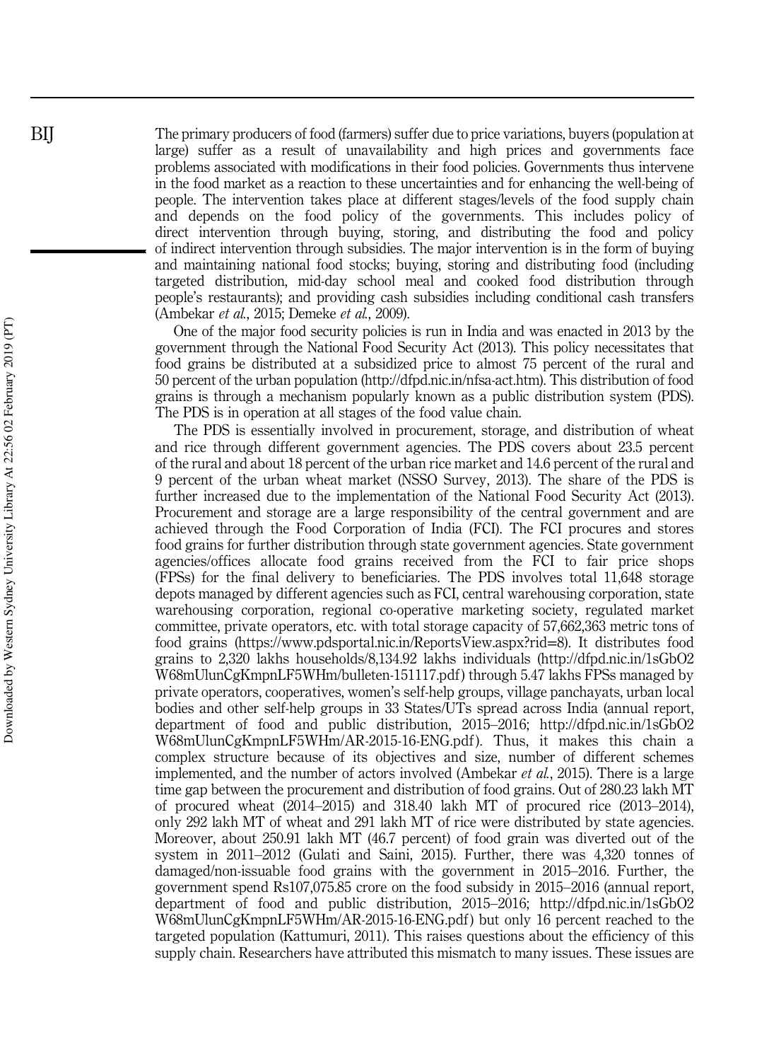The primary producers of food (farmers) suffer due to price variations, buyers (population at large) suffer as a result of unavailability and high prices and governments face problems associated with modifications in their food policies. Governments thus intervene in the food market as a reaction to these uncertainties and for enhancing the well-being of people. The intervention takes place at different stages/levels of the food supply chain and depends on the food policy of the governments. This includes policy of direct intervention through buying, storing, and distributing the food and policy of indirect intervention through subsidies. The major intervention is in the form of buying and maintaining national food stocks; buying, storing and distributing food (including targeted distribution, mid-day school meal and cooked food distribution through people's restaurants); and providing cash subsidies including conditional cash transfers (Ambekar *et al.*, 2015; Demeke *et al.*, 2009).

One of the major food security policies is run in India and was enacted in 2013 by the government through the National Food Security Act (2013). This policy necessitates that food grains be distributed at a subsidized price to almost 75 percent of the rural and 50 percent of the urban population (http://dfpd.nic.in/nfsa-act.htm). This distribution of food grains is through a mechanism popularly known as a public distribution system (PDS). The PDS is in operation at all stages of the food value chain.

The PDS is essentially involved in procurement, storage, and distribution of wheat and rice through different government agencies. The PDS covers about 23.5 percent of the rural and about 18 percent of the urban rice market and 14.6 percent of the rural and 9 percent of the urban wheat market (NSSO Survey, 2013). The share of the PDS is further increased due to the implementation of the National Food Security Act (2013). Procurement and storage are a large responsibility of the central government and are achieved through the Food Corporation of India (FCI). The FCI procures and stores food grains for further distribution through state government agencies. State government agencies/offices allocate food grains received from the FCI to fair price shops (FPSs) for the final delivery to beneficiaries. The PDS involves total 11,648 storage depots managed by different agencies such as FCI, central warehousing corporation, state warehousing corporation, regional co-operative marketing society, regulated market committee, private operators, etc. with total storage capacity of 57,662,363 metric tons of food grains (https://www.pdsportal.nic.in/ReportsView.aspx?rid=8). It distributes food grains to 2,320 lakhs households/8,134.92 lakhs individuals (http://dfpd.nic.in/1sGbO2W68mUlunCgKmpnLF5WHm/bulleten-151117.pdf) through 5.47 lakhs FPSs managed by private operators, cooperatives, women's self-help groups, village panchayats, urban local bodies and other self-help groups in 33 States/UTs spread across India (annual report, department of food and public distribution, 2015–2016; http://dfpd.nic.in/1sGbO2W68mUlunCgKmpnLF5WHm/AR-2015-16-ENG.pdf). Thus, it makes this chain a complex structure because of its objectives and size, number of different schemes implemented, and the number of actors involved (Ambekar *et al.*, 2015). There is a large time gap between the procurement and distribution of food grains. Out of 280.23 lakh MT of procured wheat (2014–2015) and 318.40 lakh MT of procured rice (2013–2014), only 292 lakh MT of wheat and 291 lakh MT of rice were distributed by state agencies. Moreover, about 250.91 lakh MT (46.7 percent) of food grain was diverted out of the system in 2011–2012 (Gulati and Saini, 2015). Further, there was 4,320 tonnes of damaged/non-issuable food grains with the government in 2015–2016. Further, the government spend Rs107,075.85 crore on the food subsidy in 2015–2016 (annual report, department of food and public distribution, 2015–2016; http://dfpd.nic.in/1sGbO2W68mUlunCgKmpnLF5WHm/AR-2015-16-ENG.pdf) but only 16 percent reached to the targeted population (Kattumuri, 2011). This raises questions about the efficiency of this supply chain. Researchers have attributed this mismatch to many issues. These issues are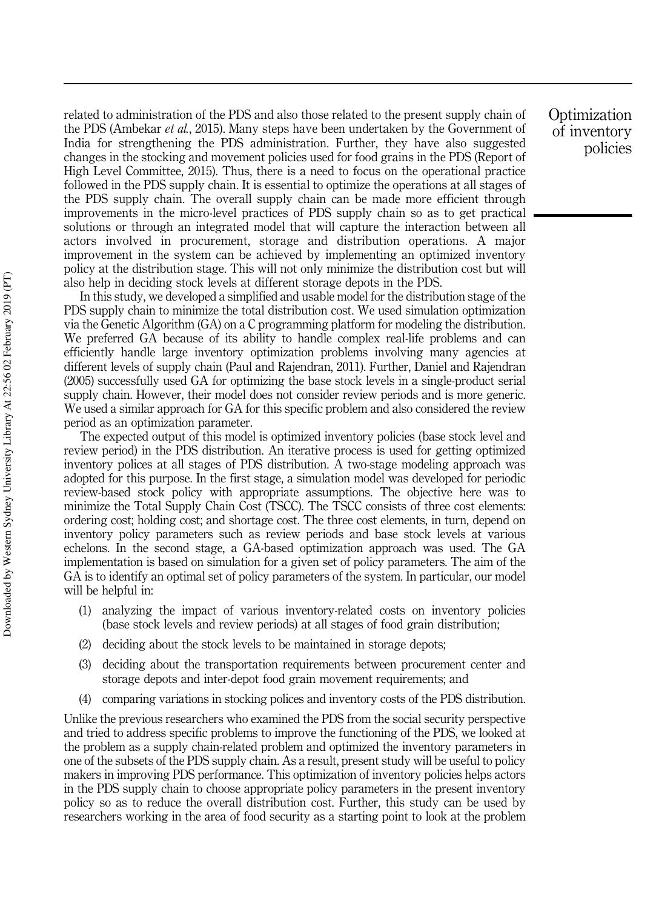related to administration of the PDS and also those related to the present supply chain of the PDS (Ambekar *et al.*, 2015). Many steps have been undertaken by the Government of India for strengthening the PDS administration. Further, they have also suggested changes in the stocking and movement policies used for food grains in the PDS (Report of High Level Committee, 2015). Thus, there is a need to focus on the operational practice followed in the PDS supply chain. It is essential to optimize the operations at all stages of the PDS supply chain. The overall supply chain can be made more efficient through improvements in the micro-level practices of PDS supply chain so as to get practical solutions or through an integrated model that will capture the interaction between all actors involved in procurement, storage and distribution operations. A major improvement in the system can be achieved by implementing an optimized inventory policy at the distribution stage. This will not only minimize the distribution cost but will also help in deciding stock levels at different storage depots in the PDS.

In this study, we developed a simplified and usable model for the distribution stage of the PDS supply chain to minimize the total distribution cost. We used simulation optimization via the Genetic Algorithm (GA) on a C programming platform for modeling the distribution. We preferred GA because of its ability to handle complex real-life problems and can efficiently handle large inventory optimization problems involving many agencies at different levels of supply chain (Paul and Rajendran, 2011). Further, Daniel and Rajendran (2005) successfully used GA for optimizing the base stock levels in a single-product serial supply chain. However, their model does not consider review periods and is more generic. We used a similar approach for GA for this specific problem and also considered the review period as an optimization parameter.

The expected output of this model is optimized inventory policies (base stock level and review period) in the PDS distribution. An iterative process is used for getting optimized inventory polices at all stages of PDS distribution. A two-stage modeling approach was adopted for this purpose. In the first stage, a simulation model was developed for periodic review-based stock policy with appropriate assumptions. The objective here was to minimize the Total Supply Chain Cost (TSCC). The TSCC consists of three cost elements: ordering cost; holding cost; and shortage cost. The three cost elements, in turn, depend on inventory policy parameters such as review periods and base stock levels at various echelons. In the second stage, a GA-based optimization approach was used. The GA implementation is based on simulation for a given set of policy parameters. The aim of the GA is to identify an optimal set of policy parameters of the system. In particular, our model will be helpful in:

1. analyzing the impact of various inventory-related costs on inventory policies (base stock levels and review periods) at all stages of food grain distribution;
2. deciding about the stock levels to be maintained in storage depots;
3. deciding about the transportation requirements between procurement center and storage depots and inter-depot food grain movement requirements; and
4. comparing variations in stocking polices and inventory costs of the PDS distribution.

Unlike the previous researchers who examined the PDS from the social security perspective and tried to address specific problems to improve the functioning of the PDS, we looked at the problem as a supply chain-related problem and optimized the inventory parameters in one of the subsets of the PDS supply chain. As a result, present study will be useful to policy makers in improving PDS performance. This optimization of inventory policies helps actors in the PDS supply chain to choose appropriate policy parameters in the present inventory policy so as to reduce the overall distribution cost. Further, this study can be used by researchers working in the area of food security as a starting point to look at the problem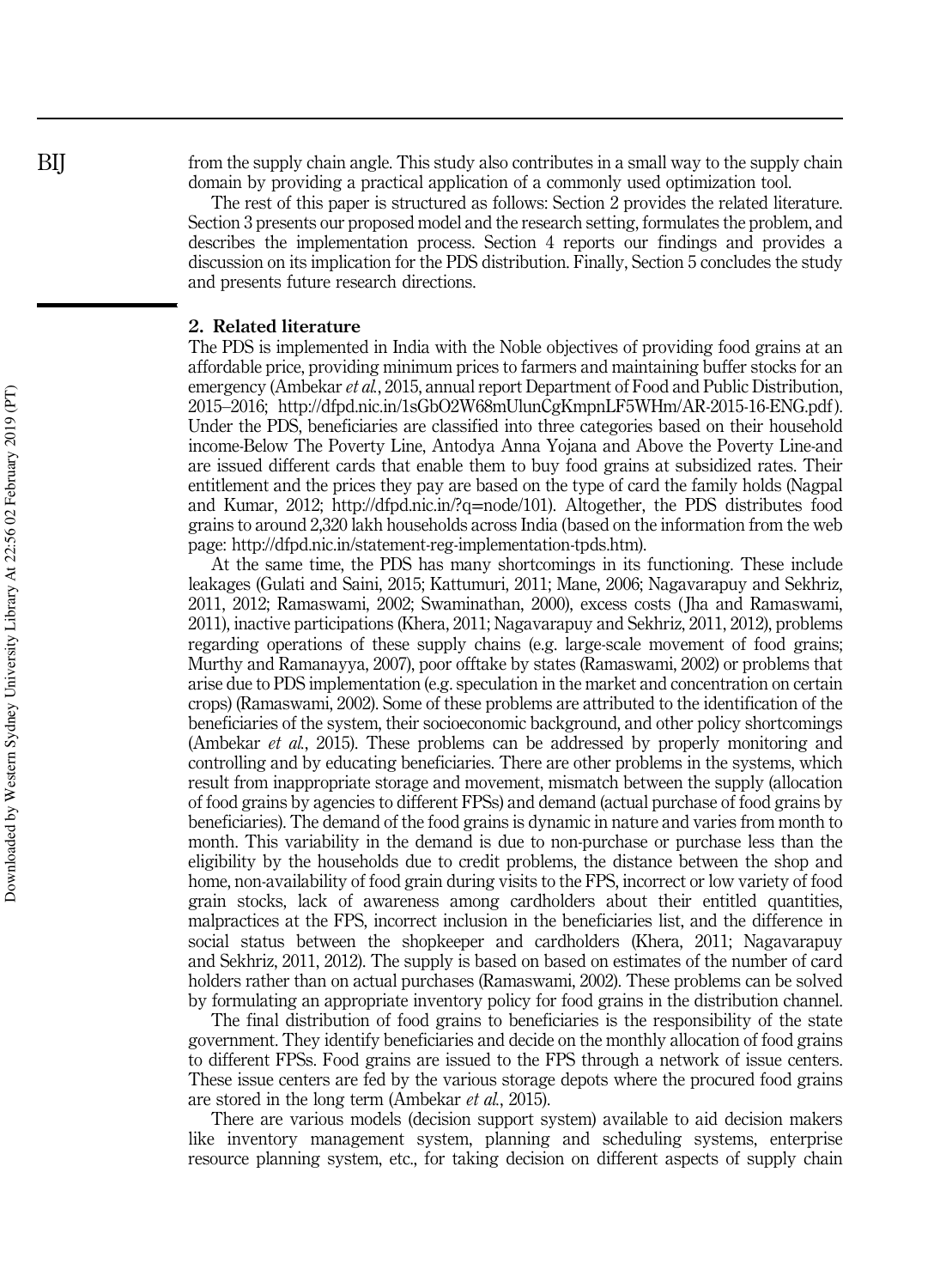from the supply chain angle. This study also contributes in a small way to the supply chain domain by providing a practical application of a commonly used optimization tool.

The rest of this paper is structured as follows: Section 2 provides the related literature. Section 3 presents our proposed model and the research setting, formulates the problem, and describes the implementation process. Section 4 reports our findings and provides a discussion on its implication for the PDS distribution. Finally, Section 5 concludes the study and presents future research directions.

## 2. Related literature

The PDS is implemented in India with the Noble objectives of providing food grains at an affordable price, providing minimum prices to farmers and maintaining buffer stocks for an emergency (Ambekar *et al.*, 2015, annual report Department of Food and Public Distribution, 2015–2016; http://dfpd.nic.in/1sGbO2W68mUlunCgKmpnLF5WHm/AR-2015-16-ENG.pdf). Under the PDS, beneficiaries are classified into three categories based on their household income-Below The Poverty Line, Antodya Anna Yojana and Above the Poverty Line-and are issued different cards that enable them to buy food grains at subsidized rates. Their entitlement and the prices they pay are based on the type of card the family holds (Nagpal and Kumar, 2012; http://dfpd.nic.in/?q=node/101). Altogether, the PDS distributes food grains to around 2,320 lakh households across India (based on the information from the web page: http://dfpd.nic.in/statement-reg-implementation-tpds.htm).

At the same time, the PDS has many shortcomings in its functioning. These include leakages (Gulati and Saini, 2015; Kattumuri, 2011; Mane, 2006; Nagavarapuy and Sekhriz, 2011, 2012; Ramaswami, 2002; Swaminathan, 2000), excess costs (Jha and Ramaswami, 2011), inactive participations (Khera, 2011; Nagavarapuy and Sekhriz, 2011, 2012), problems regarding operations of these supply chains (e.g. large-scale movement of food grains; Murthy and Ramanayya, 2007), poor offtake by states (Ramaswami, 2002) or problems that arise due to PDS implementation (e.g. speculation in the market and concentration on certain crops) (Ramaswami, 2002). Some of these problems are attributed to the identification of the beneficiaries of the system, their socioeconomic background, and other policy shortcomings (Ambekar *et al.*, 2015). These problems can be addressed by properly monitoring and controlling and by educating beneficiaries. There are other problems in the systems, which result from inappropriate storage and movement, mismatch between the supply (allocation of food grains by agencies to different FPSs) and demand (actual purchase of food grains by beneficiaries). The demand of the food grains is dynamic in nature and varies from month to month. This variability in the demand is due to non-purchase or purchase less than the eligibility by the households due to credit problems, the distance between the shop and home, non-availability of food grain during visits to the FPS, incorrect or low variety of food grain stocks, lack of awareness among cardholders about their entitled quantities, malpractices at the FPS, incorrect inclusion in the beneficiaries list, and the difference in social status between the shopkeeper and cardholders (Khera, 2011; Nagavarapuy and Sekhriz, 2011, 2012). The supply is based on based on estimates of the number of card holders rather than on actual purchases (Ramaswami, 2002). These problems can be solved by formulating an appropriate inventory policy for food grains in the distribution channel.

The final distribution of food grains to beneficiaries is the responsibility of the state government. They identify beneficiaries and decide on the monthly allocation of food grains to different FPSs. Food grains are issued to the FPS through a network of issue centers. These issue centers are fed by the various storage depots where the procured food grains are stored in the long term (Ambekar *et al.*, 2015).

There are various models (decision support system) available to aid decision makers like inventory management system, planning and scheduling systems, enterprise resource planning system, etc., for taking decision on different aspects of supply chain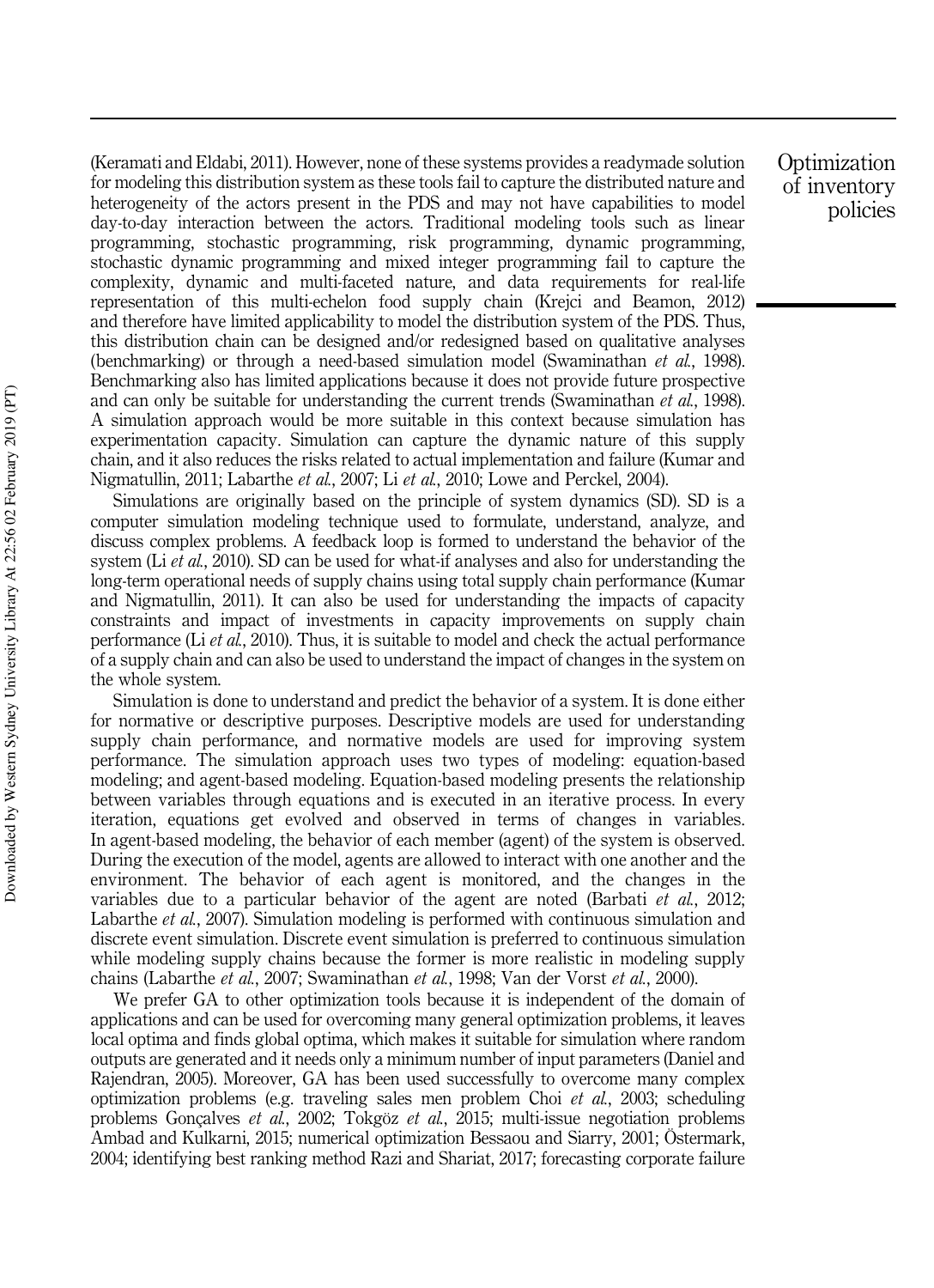(Keramati and Eldabi, 2011). However, none of these systems provides a readymade solution for modeling this distribution system as these tools fail to capture the distributed nature and heterogeneity of the actors present in the PDS and may not have capabilities to model day-to-day interaction between the actors. Traditional modeling tools such as linear programming, stochastic programming, risk programming, dynamic programming, stochastic dynamic programming and mixed integer programming fail to capture the complexity, dynamic and multi-faceted nature, and data requirements for real-life representation of this multi-echelon food supply chain (Krejci and Beamon, 2012) and therefore have limited applicability to model the distribution system of the PDS. Thus, this distribution chain can be designed and/or redesigned based on qualitative analyses (benchmarking) or through a need-based simulation model (Swaminathan *et al.*, 1998). Benchmarking also has limited applications because it does not provide future prospective and can only be suitable for understanding the current trends (Swaminathan *et al.*, 1998). A simulation approach would be more suitable in this context because simulation has experimentation capacity. Simulation can capture the dynamic nature of this supply chain, and it also reduces the risks related to actual implementation and failure (Kumar and Nigmatullin, 2011; Labarthe *et al.*, 2007; Li *et al.*, 2010; Lowe and Perckel, 2004).

Simulations are originally based on the principle of system dynamics (SD). SD is a computer simulation modeling technique used to formulate, understand, analyze, and discuss complex problems. A feedback loop is formed to understand the behavior of the system (Li *et al.*, 2010). SD can be used for what-if analyses and also for understanding the long-term operational needs of supply chains using total supply chain performance (Kumar and Nigmatullin, 2011). It can also be used for understanding the impacts of capacity constraints and impact of investments in capacity improvements on supply chain performance (Li *et al.*, 2010). Thus, it is suitable to model and check the actual performance of a supply chain and can also be used to understand the impact of changes in the system on the whole system.

Simulation is done to understand and predict the behavior of a system. It is done either for normative or descriptive purposes. Descriptive models are used for understanding supply chain performance, and normative models are used for improving system performance. The simulation approach uses two types of modeling: equation-based modeling; and agent-based modeling. Equation-based modeling presents the relationship between variables through equations and is executed in an iterative process. In every iteration, equations get evolved and observed in terms of changes in variables. In agent-based modeling, the behavior of each member (agent) of the system is observed. During the execution of the model, agents are allowed to interact with one another and the environment. The behavior of each agent is monitored, and the changes in the variables due to a particular behavior of the agent are noted (Barbati *et al.*, 2012; Labarthe *et al.*, 2007). Simulation modeling is performed with continuous simulation and discrete event simulation. Discrete event simulation is preferred to continuous simulation while modeling supply chains because the former is more realistic in modeling supply chains (Labarthe *et al.*, 2007; Swaminathan *et al.*, 1998; Van der Vorst *et al.*, 2000).

We prefer GA to other optimization tools because it is independent of the domain of applications and can be used for overcoming many general optimization problems, it leaves local optima and finds global optima, which makes it suitable for simulation where random outputs are generated and it needs only a minimum number of input parameters (Daniel and Rajendran, 2005). Moreover, GA has been used successfully to overcome many complex optimization problems (e.g. traveling sales men problem Choi *et al.*, 2003; scheduling problems Gonçalves *et al.*, 2002; Tokgöz *et al.*, 2015; multi-issue negotiation problems Ambad and Kulkarni, 2015; numerical optimization Bessaou and Siarry, 2001; Östermark, 2004; identifying best ranking method Razi and Shariat, 2017; forecasting corporate failure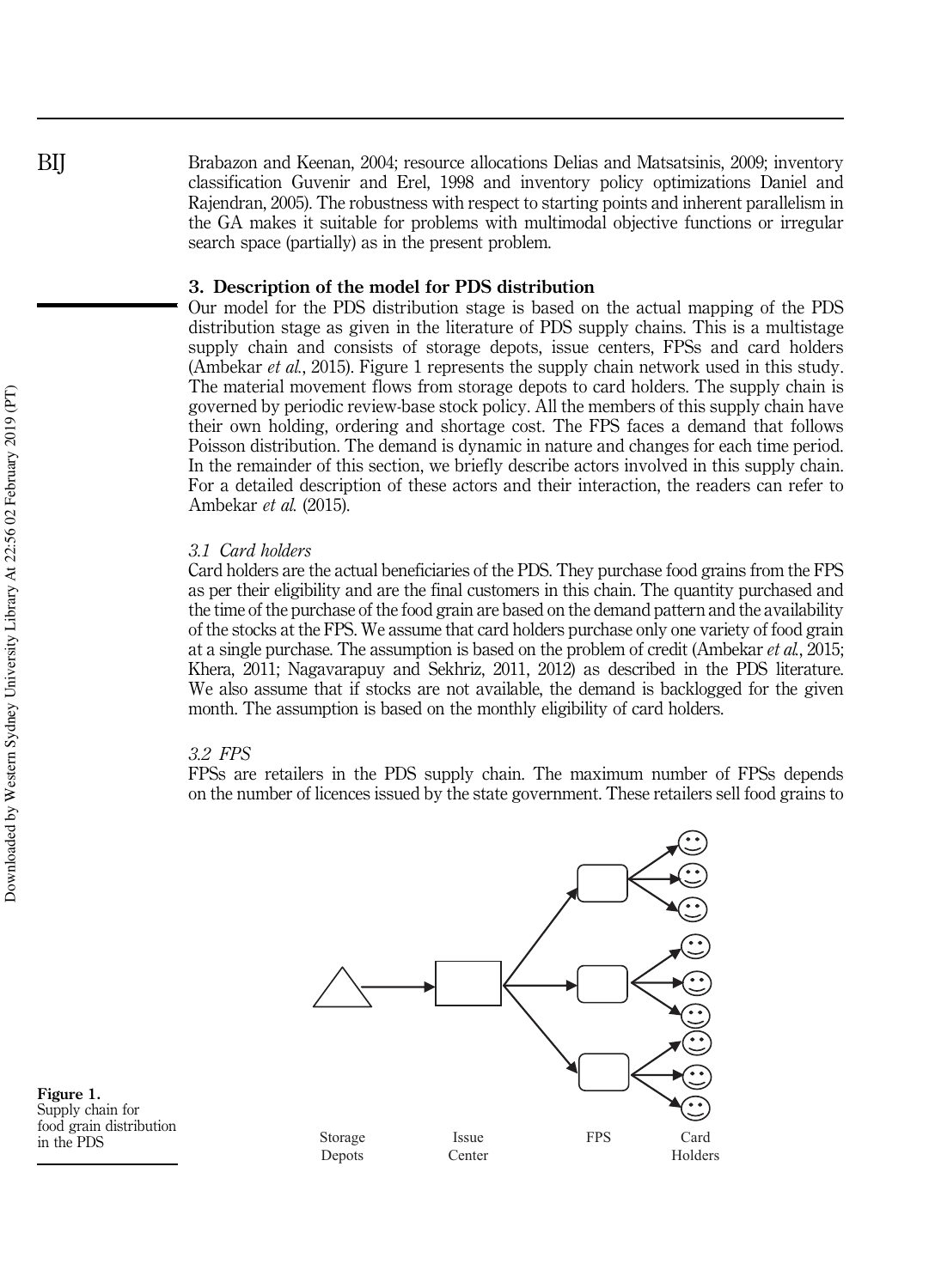Brabazon and Keenan, 2004; resource allocations Delias and Matsatsinis, 2009; inventory classification Guvenir and Erel, 1998 and inventory policy optimizations Daniel and Rajendran, 2005). The robustness with respect to starting points and inherent parallelism in the GA makes it suitable for problems with multimodal objective functions or irregular search space (partially) as in the present problem.

## 3. Description of the model for PDS distribution

Our model for the PDS distribution stage is based on the actual mapping of the PDS distribution stage as given in the literature of PDS supply chains. This is a multistage supply chain and consists of storage depots, issue centers, FPSs and card holders (Ambekar *et al.*, 2015). Figure 1 represents the supply chain network used in this study. The material movement flows from storage depots to card holders. The supply chain is governed by periodic review-base stock policy. All the members of this supply chain have their own holding, ordering and shortage cost. The FPS faces a demand that follows Poisson distribution. The demand is dynamic in nature and changes for each time period. In the remainder of this section, we briefly describe actors involved in this supply chain. For a detailed description of these actors and their interaction, the readers can refer to Ambekar *et al.* (2015).

### *3.1 Card holders*

Card holders are the actual beneficiaries of the PDS. They purchase food grains from the FPS as per their eligibility and are the final customers in this chain. The quantity purchased and the time of the purchase of the food grain are based on the demand pattern and the availability of the stocks at the FPS. We assume that card holders purchase only one variety of food grain at a single purchase. The assumption is based on the problem of credit (Ambekar *et al.*, 2015; Khera, 2011; Nagavarapuy and Sekhriz, 2011, 2012) as described in the PDS literature. We also assume that if stocks are not available, the demand is backlogged for the given month. The assumption is based on the monthly eligibility of card holders.

### *3.2 FPS*

FPSs are retailers in the PDS supply chain. The maximum number of FPSs depends on the number of licences issued by the state government. These retailers sell food grains to

Storage Depots | Issue Center | FPS | Card Holders

**Figure 1.** Supply chain for food grain distribution in the PDS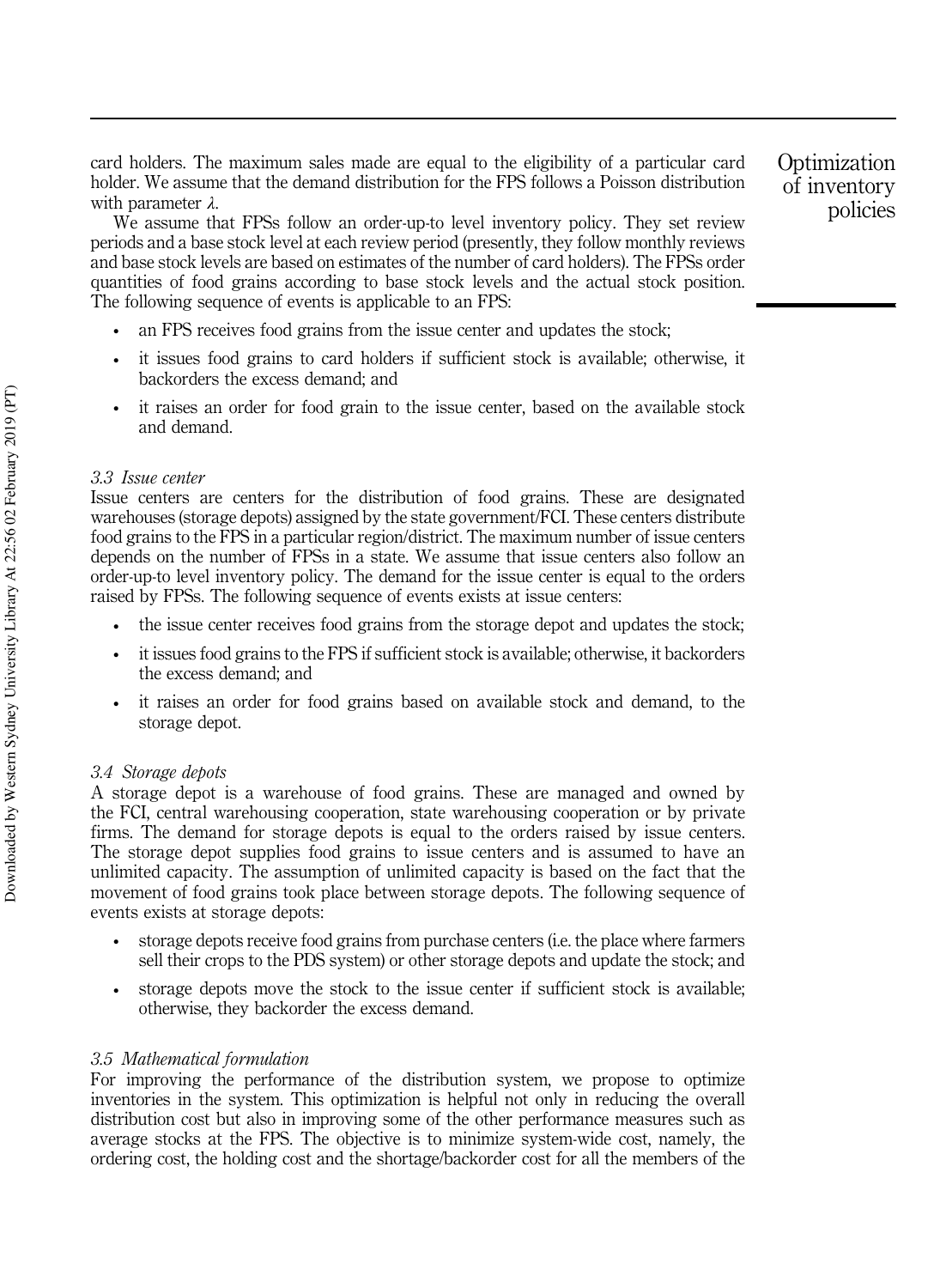card holders. The maximum sales made are equal to the eligibility of a particular card holder. We assume that the demand distribution for the FPS follows a Poisson distribution with parameter $\lambda$.

We assume that FPSs follow an order-up-to level inventory policy. They set review periods and a base stock level at each review period (presently, they follow monthly reviews and base stock levels are based on estimates of the number of card holders). The FPSs order quantities of food grains according to base stock levels and the actual stock position. The following sequence of events is applicable to an FPS:

- an FPS receives food grains from the issue center and updates the stock;
- it issues food grains to card holders if sufficient stock is available; otherwise, it backorders the excess demand; and
- it raises an order for food grain to the issue center, based on the available stock and demand.

### *3.3 Issue center*

Issue centers are centers for the distribution of food grains. These are designated warehouses (storage depots) assigned by the state government/FCI. These centers distribute food grains to the FPS in a particular region/district. The maximum number of issue centers depends on the number of FPSs in a state. We assume that issue centers also follow an order-up-to level inventory policy. The demand for the issue center is equal to the orders raised by FPSs. The following sequence of events exists at issue centers:

- the issue center receives food grains from the storage depot and updates the stock;
- it issues food grains to the FPS if sufficient stock is available; otherwise, it backorders the excess demand; and
- it raises an order for food grains based on available stock and demand, to the storage depot.

### *3.4 Storage depots*

A storage depot is a warehouse of food grains. These are managed and owned by the FCI, central warehousing cooperation, state warehousing cooperation or by private firms. The demand for storage depots is equal to the orders raised by issue centers. The storage depot supplies food grains to issue centers and is assumed to have an unlimited capacity. The assumption of unlimited capacity is based on the fact that the movement of food grains took place between storage depots. The following sequence of events exists at storage depots:

- storage depots receive food grains from purchase centers (i.e. the place where farmers sell their crops to the PDS system) or other storage depots and update the stock; and
- storage depots move the stock to the issue center if sufficient stock is available; otherwise, they backorder the excess demand.

### *3.5 Mathematical formulation*

For improving the performance of the distribution system, we propose to optimize inventories in the system. This optimization is helpful not only in reducing the overall distribution cost but also in improving some of the other performance measures such as average stocks at the FPS. The objective is to minimize system-wide cost, namely, the ordering cost, the holding cost and the shortage/backorder cost for all the members of the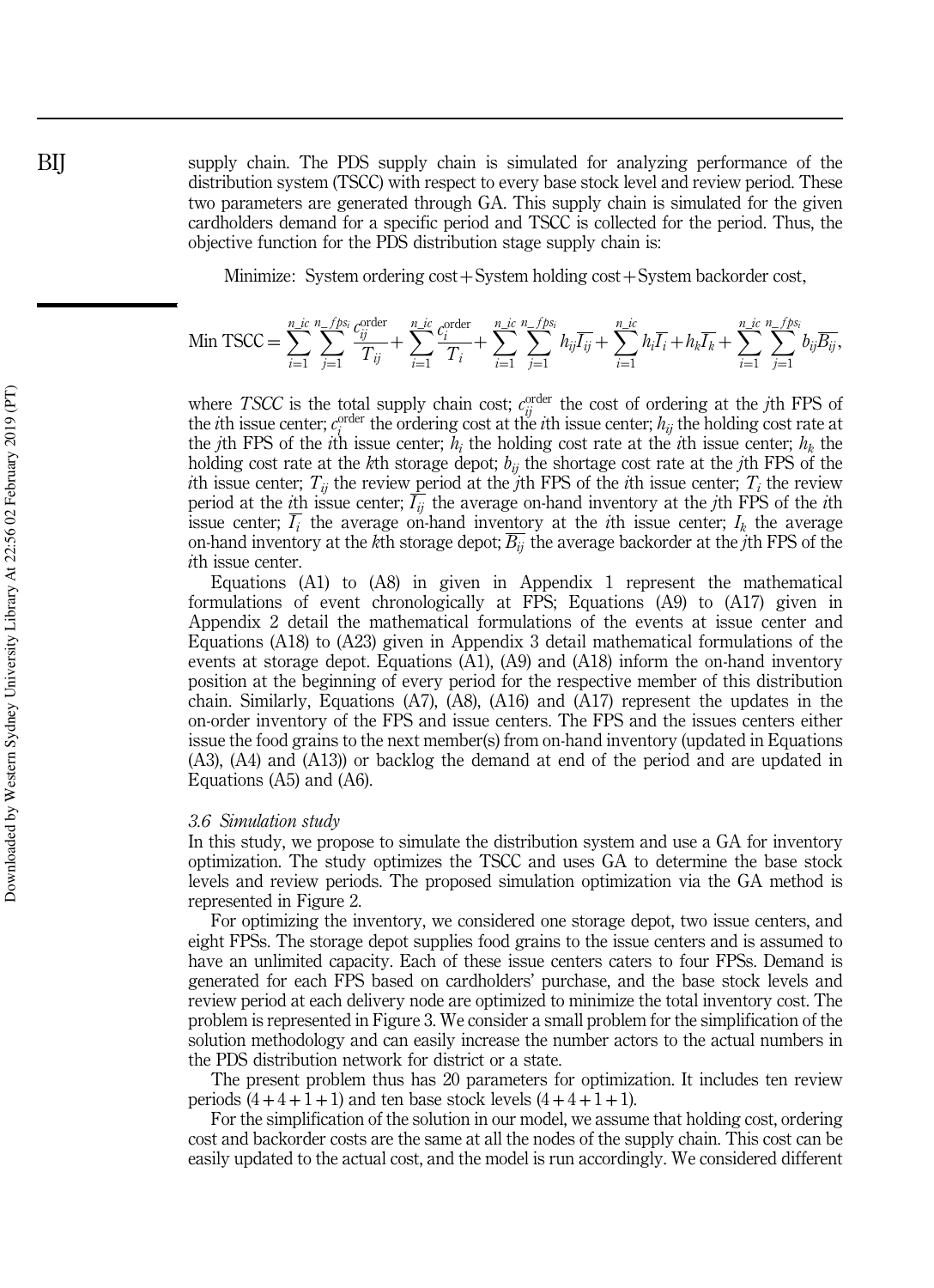supply chain. The PDS supply chain is simulated for analyzing performance of the distribution system (TSCC) with respect to every base stock level and review period. These two parameters are generated through GA. This supply chain is simulated for the given cardholders demand for a specific period and TSCC is collected for the period. Thus, the objective function for the PDS distribution stage supply chain is:

Minimize: System ordering cost + System holding cost + System backorder cost,

$$\text{Min TSCC} = \sum_{i=1}^{n\_ic} \sum_{j=1}^{n\_fps_i} \frac{c_{ij}^{\text{order}}}{T_{ij}} + \sum_{i=1}^{n\_ic} \frac{c_i^{\text{order}}}{T_i} + \sum_{i=1}^{n\_ic} \sum_{j=1}^{n\_fps_i} h_{ij}\overline{I_{ij}} + \sum_{i=1}^{n\_ic} h_i\overline{I_i} + h_k\overline{I_k} + \sum_{i=1}^{n\_ic} \sum_{j=1}^{n\_fps_i} b_{ij}\overline{B_{ij}},$$

where *TSCC* is the total supply chain cost; $c_{ij}^{\text{order}}$ the cost of ordering at the *j*th FPS of the *i*th issue center; $c_i^{\text{order}}$ the ordering cost at the *i*th issue center; $h_{ij}$ the holding cost rate at the *j*th FPS of the *i*th issue center; $h_i$ the holding cost rate at the *i*th issue center; $h_k$ the holding cost rate at the *k*th storage depot; $b_{ij}$ the shortage cost rate at the *j*th FPS of the *i*th issue center; $T_{ij}$ the review period at the *j*th FPS of the *i*th issue center; $T_i$ the review period at the *i*th issue center; $\overline{I_{ij}}$ the average on-hand inventory at the *j*th FPS of the *i*th issue center; $\overline{I_i}$ the average on-hand inventory at the *i*th issue center; $I_k$ the average on-hand inventory at the *k*th storage depot; $\overline{B_{ij}}$ the average backorder at the *j*th FPS of the *i*th issue center.

Equations (A1) to (A8) in given in Appendix 1 represent the mathematical formulations of event chronologically at FPS; Equations (A9) to (A17) given in Appendix 2 detail the mathematical formulations of the events at issue center and Equations (A18) to (A23) given in Appendix 3 detail mathematical formulations of the events at storage depot. Equations (A1), (A9) and (A18) inform the on-hand inventory position at the beginning of every period for the respective member of this distribution chain. Similarly, Equations (A7), (A8), (A16) and (A17) represent the updates in the on-order inventory of the FPS and issue centers. The FPS and the issues centers either issue the food grains to the next member(s) from on-hand inventory (updated in Equations (A3), (A4) and (A13)) or backlog the demand at end of the period and are updated in Equations (A5) and (A6).

### *3.6 Simulation study*

In this study, we propose to simulate the distribution system and use a GA for inventory optimization. The study optimizes the TSCC and uses GA to determine the base stock levels and review periods. The proposed simulation optimization via the GA method is represented in Figure 2.

For optimizing the inventory, we considered one storage depot, two issue centers, and eight FPSs. The storage depot supplies food grains to the issue centers and is assumed to have an unlimited capacity. Each of these issue centers caters to four FPSs. Demand is generated for each FPS based on cardholders' purchase, and the base stock levels and review period at each delivery node are optimized to minimize the total inventory cost. The problem is represented in Figure 3. We consider a small problem for the simplification of the solution methodology and can easily increase the number actors to the actual numbers in the PDS distribution network for district or a state.

The present problem thus has 20 parameters for optimization. It includes ten review periods $(4+4+1+1)$ and ten base stock levels $(4+4+1+1)$.

For the simplification of the solution in our model, we assume that holding cost, ordering cost and backorder costs are the same at all the nodes of the supply chain. This cost can be easily updated to the actual cost, and the model is run accordingly. We considered different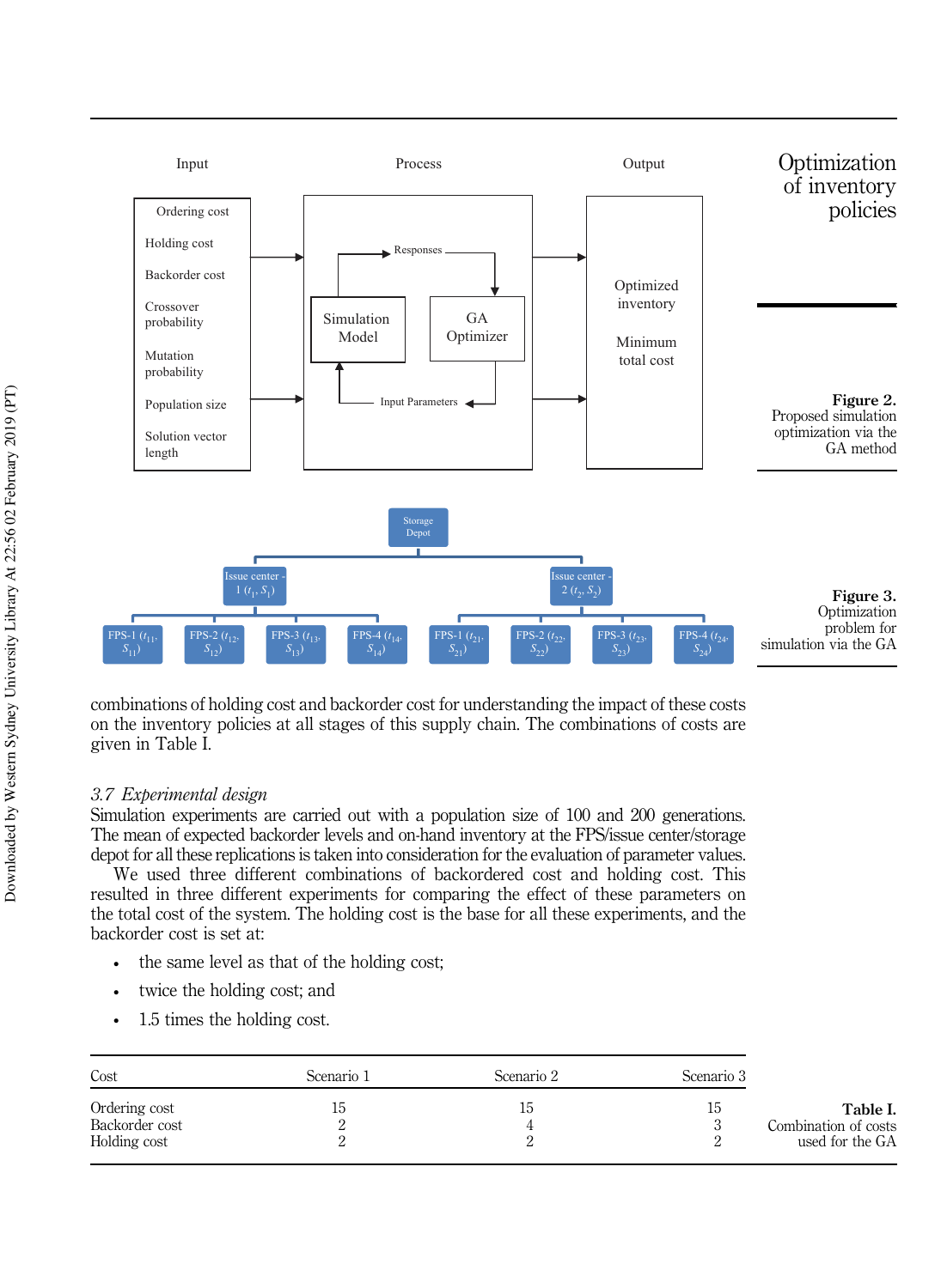Figure 2.
Proposed simulation optimization via the GA method

Figure 3.
Optimization problem for simulation via the GA

combinations of holding cost and backorder cost for understanding the impact of these costs on the inventory policies at all stages of this supply chain. The combinations of costs are given in Table I.

### 3.7 *Experimental design*

Simulation experiments are carried out with a population size of 100 and 200 generations. The mean of expected backorder levels and on-hand inventory at the FPS/issue center/storage depot for all these replications is taken into consideration for the evaluation of parameter values.

We used three different combinations of backordered cost and holding cost. This resulted in three different experiments for comparing the effect of these parameters on the total cost of the system. The holding cost is the base for all these experiments, and the backorder cost is set at:

- the same level as that of the holding cost;
- twice the holding cost; and
- 1.5 times the holding cost.

| Cost | Scenario 1 | Scenario 2 | Scenario 3 |
| --- | --- | --- | --- |
| Ordering cost | 15 | 15 | 15 |
| Backorder cost | 2 | 4 | 3 |
| Holding cost | 2 | 2 | 2 |

**Table I.**
Combination of costs used for the GA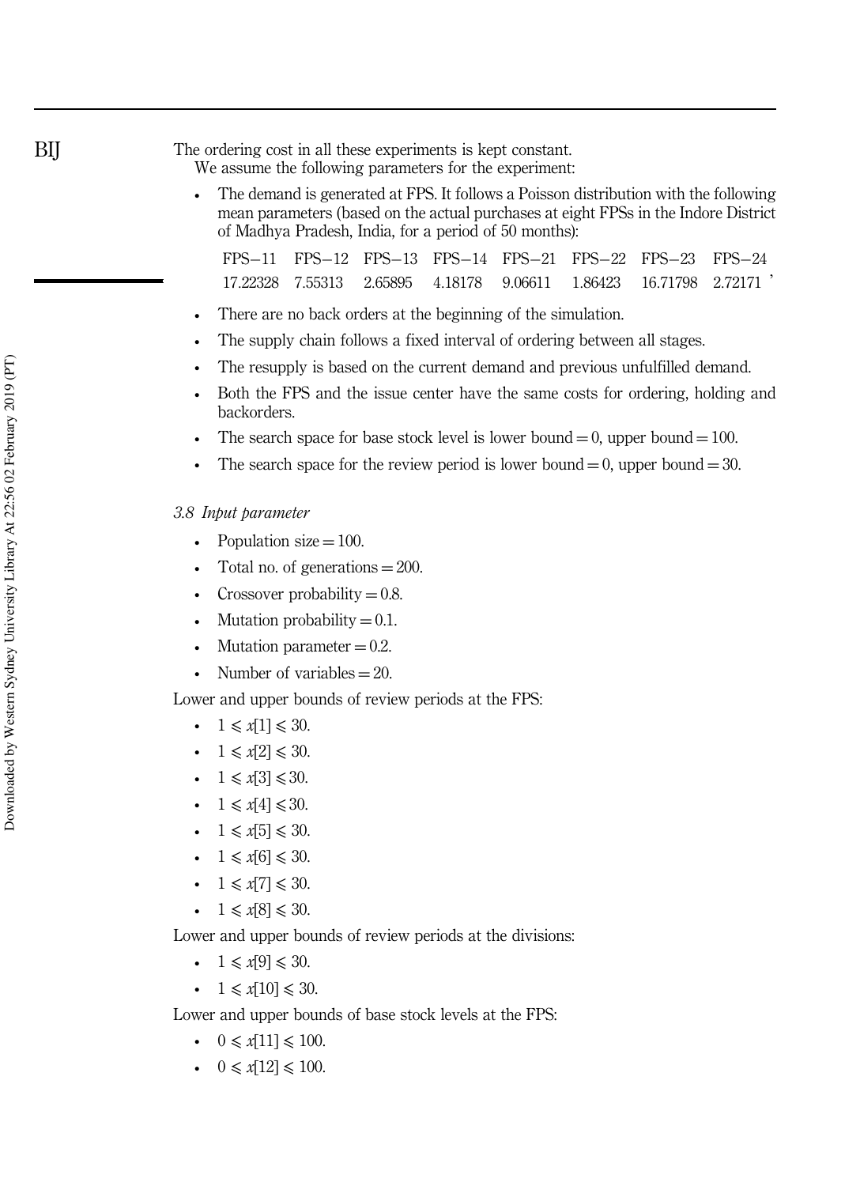The ordering cost in all these experiments is kept constant.

We assume the following parameters for the experiment:

- The demand is generated at FPS. It follows a Poisson distribution with the following mean parameters (based on the actual purchases at eight FPSs in the Indore District of Madhya Pradesh, India, for a period of 50 months):

| FPS−11 | FPS−12 | FPS−13 | FPS−14 | FPS−21 | FPS−22 | FPS−23 | FPS−24 |
|---|---|---|---|---|---|---|---|
| 17.22328 | 7.55313 | 2.65895 | 4.18178 | 9.06611 | 1.86423 | 16.71798 | 2.72171 |

- There are no back orders at the beginning of the simulation.
- The supply chain follows a fixed interval of ordering between all stages.
- The resupply is based on the current demand and previous unfulfilled demand.
- Both the FPS and the issue center have the same costs for ordering, holding and backorders.
- The search space for base stock level is lower bound = 0, upper bound = 100.
- The search space for the review period is lower bound = 0, upper bound = 30.

### *3.8 Input parameter*

- Population size = 100.
- Total no. of generations = 200.
- Crossover probability = 0.8.
- Mutation probability = 0.1.
- Mutation parameter = 0.2.
- Number of variables = 20.

Lower and upper bounds of review periods at the FPS:

- $1 \leqslant x[1] \leqslant 30$.
- $1 \leqslant x[2] \leqslant 30$.
- $1 \leqslant x[3] \leqslant 30$.
- $1 \leqslant x[4] \leqslant 30$.
- $1 \leqslant x[5] \leqslant 30$.
- $1 \leqslant x[6] \leqslant 30$.
- $1 \leqslant x[7] \leqslant 30$.
- $1 \leqslant x[8] \leqslant 30$.

Lower and upper bounds of review periods at the divisions:

- $1 \leqslant x[9] \leqslant 30$.
- $1 \leqslant x[10] \leqslant 30$.

Lower and upper bounds of base stock levels at the FPS:

- $0 \leqslant x[11] \leqslant 100$.
- $0 \leqslant x[12] \leqslant 100$.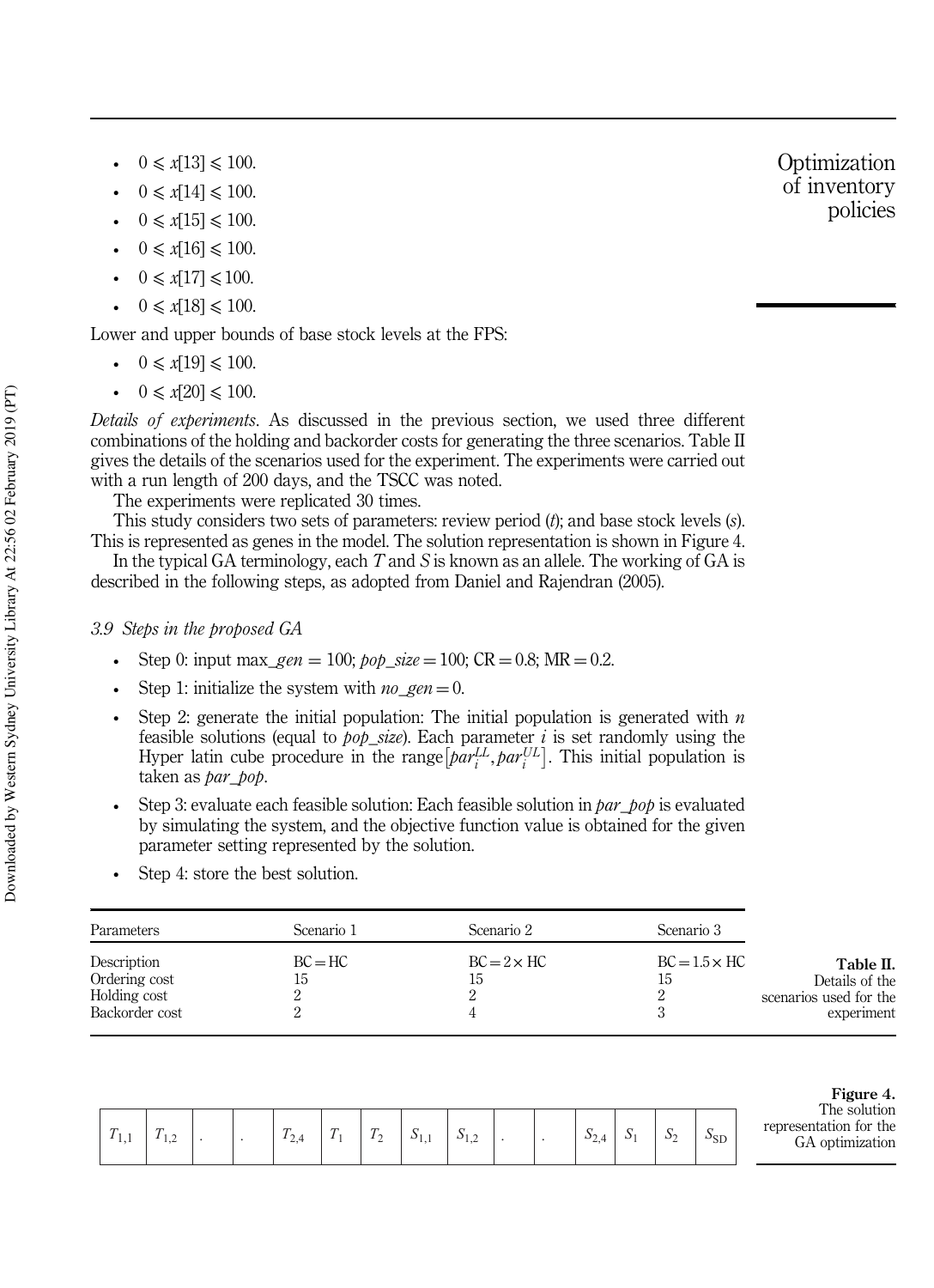- $0 \leqslant x[13] \leqslant 100$.
- $0 \leqslant x[14] \leqslant 100$.
- $0 \leqslant x[15] \leqslant 100$.
- $0 \leqslant x[16] \leqslant 100$.
- $0 \leqslant x[17] \leqslant 100$.
- $0 \leqslant x[18] \leqslant 100$.

Lower and upper bounds of base stock levels at the FPS:

- $0 \leqslant x[19] \leqslant 100$.
- $0 \leqslant x[20] \leqslant 100$.

*Details of experiments*. As discussed in the previous section, we used three different combinations of the holding and backorder costs for generating the three scenarios. Table II gives the details of the scenarios used for the experiment. The experiments were carried out with a run length of 200 days, and the TSCC was noted.

The experiments were replicated 30 times.

This study considers two sets of parameters: review period ($t$); and base stock levels ($s$). This is represented as genes in the model. The solution representation is shown in Figure 4.

In the typical GA terminology, each $T$ and $S$ is known as an allele. The working of GA is described in the following steps, as adopted from Daniel and Rajendran (2005).

### 3.9 Steps in the proposed GA

- Step 0: input max\_*gen* = 100; *pop\_size* = 100; CR = 0.8; MR = 0.2.
- Step 1: initialize the system with *no\_gen* = 0.
- Step 2: generate the initial population: The initial population is generated with $n$ feasible solutions (equal to *pop\_size*). Each parameter $i$ is set randomly using the Hyper latin cube procedure in the range $\left[par_i^{LL}, par_i^{UL}\right]$. This initial population is taken as *par\_pop*.
- Step 3: evaluate each feasible solution: Each feasible solution in *par\_pop* is evaluated by simulating the system, and the objective function value is obtained for the given parameter setting represented by the solution.
- Step 4: store the best solution.

**Table II.** Details of the scenarios used for the experiment

| Parameters | Scenario 1 | Scenario 2 | Scenario 3 |
|---|---|---|---|
| Description | BC = HC | BC = 2 × HC | BC = 1.5 × HC |
| Ordering cost | 15 | 15 | 15 |
| Holding cost | 2 | 2 | 2 |
| Backorder cost | 2 | 4 | 3 |

| $T_{1,1}$ | $T_{1,2}$ | . | . | $T_{2,4}$ | $T_1$ | $T_2$ | $S_{1,1}$ | $S_{1,2}$ | . | . | $S_{2,4}$ | $S_1$ | $S_2$ | $S_{SD}$ |
|---|---|---|---|---|---|---|---|---|---|---|---|---|---|---|

**Figure 4.** The solution representation for the GA optimization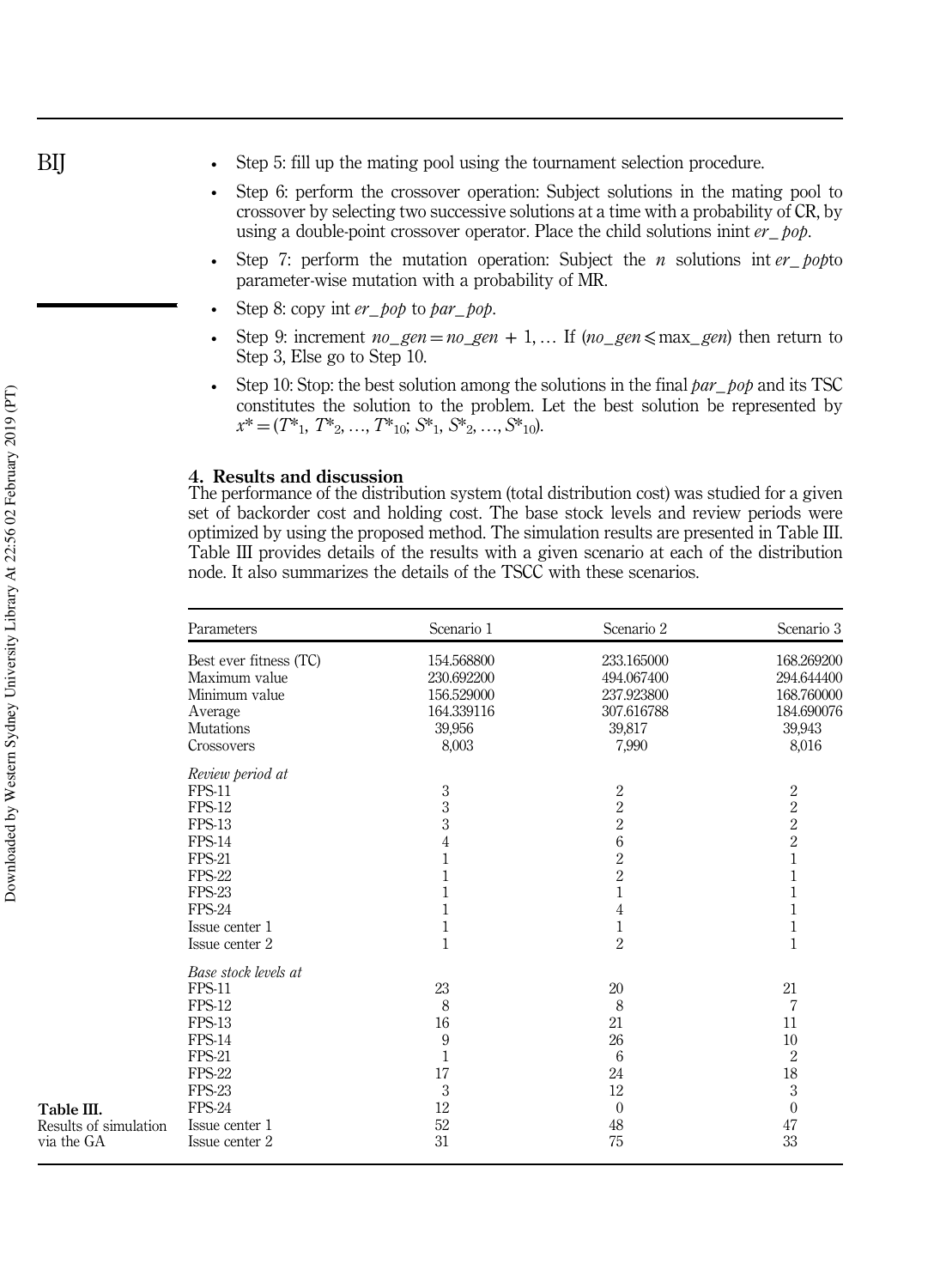- Step 5: fill up the mating pool using the tournament selection procedure.
- Step 6: perform the crossover operation: Subject solutions in the mating pool to crossover by selecting two successive solutions at a time with a probability of CR, by using a double-point crossover operator. Place the child solutions inint *er_ pop*.
- Step 7: perform the mutation operation: Subject the *n* solutions int *er_ pop*to parameter-wise mutation with a probability of MR.
- Step 8: copy int *er_pop* to *par_pop*.
- Step 9: increment $no\_gen = no\_gen + 1, \ldots$ If ($no\_gen \leqslant \max\_gen$) then return to Step 3, Else go to Step 10.
- Step 10: Stop: the best solution among the solutions in the final *par_ pop* and its TSC constitutes the solution to the problem. Let the best solution be represented by $x^* = (T^*_1, T^*_2, \ldots, T^*_{10}; S^*_1, S^*_2, \ldots, S^*_{10})$.

## 4. Results and discussion

The performance of the distribution system (total distribution cost) was studied for a given set of backorder cost and holding cost. The base stock levels and review periods were optimized by using the proposed method. The simulation results are presented in Table III. Table III provides details of the results with a given scenario at each of the distribution node. It also summarizes the details of the TSCC with these scenarios.

**Table III.** Results of simulation via the GA

| Parameters | Scenario 1 | Scenario 2 | Scenario 3 |
|---|---|---|---|
| Best ever fitness (TC) | 154.568800 | 233.165000 | 168.269200 |
| Maximum value | 230.692200 | 494.067400 | 294.644400 |
| Minimum value | 156.529000 | 237.923800 | 168.760000 |
| Average | 164.339116 | 307.616788 | 184.690076 |
| Mutations | 39,956 | 39,817 | 39,943 |
| Crossovers | 8,003 | 7,990 | 8,016 |
| *Review period at* | | | |
| FPS-11 | 3 | 2 | 2 |
| FPS-12 | 3 | 2 | 2 |
| FPS-13 | 3 | 2 | 2 |
| FPS-14 | 4 | 6 | 2 |
| FPS-21 | 1 | 2 | 1 |
| FPS-22 | 1 | 2 | 1 |
| FPS-23 | 1 | 1 | 1 |
| FPS-24 | 1 | 4 | 1 |
| Issue center 1 | 1 | 1 | 1 |
| Issue center 2 | 1 | 2 | 1 |
| *Base stock levels at* | | | |
| FPS-11 | 23 | 20 | 21 |
| FPS-12 | 8 | 8 | 7 |
| FPS-13 | 16 | 21 | 11 |
| FPS-14 | 9 | 26 | 10 |
| FPS-21 | 1 | 6 | 2 |
| FPS-22 | 17 | 24 | 18 |
| FPS-23 | 3 | 12 | 3 |
| FPS-24 | 12 | 0 | 0 |
| Issue center 1 | 52 | 48 | 47 |
| Issue center 2 | 31 | 75 | 33 |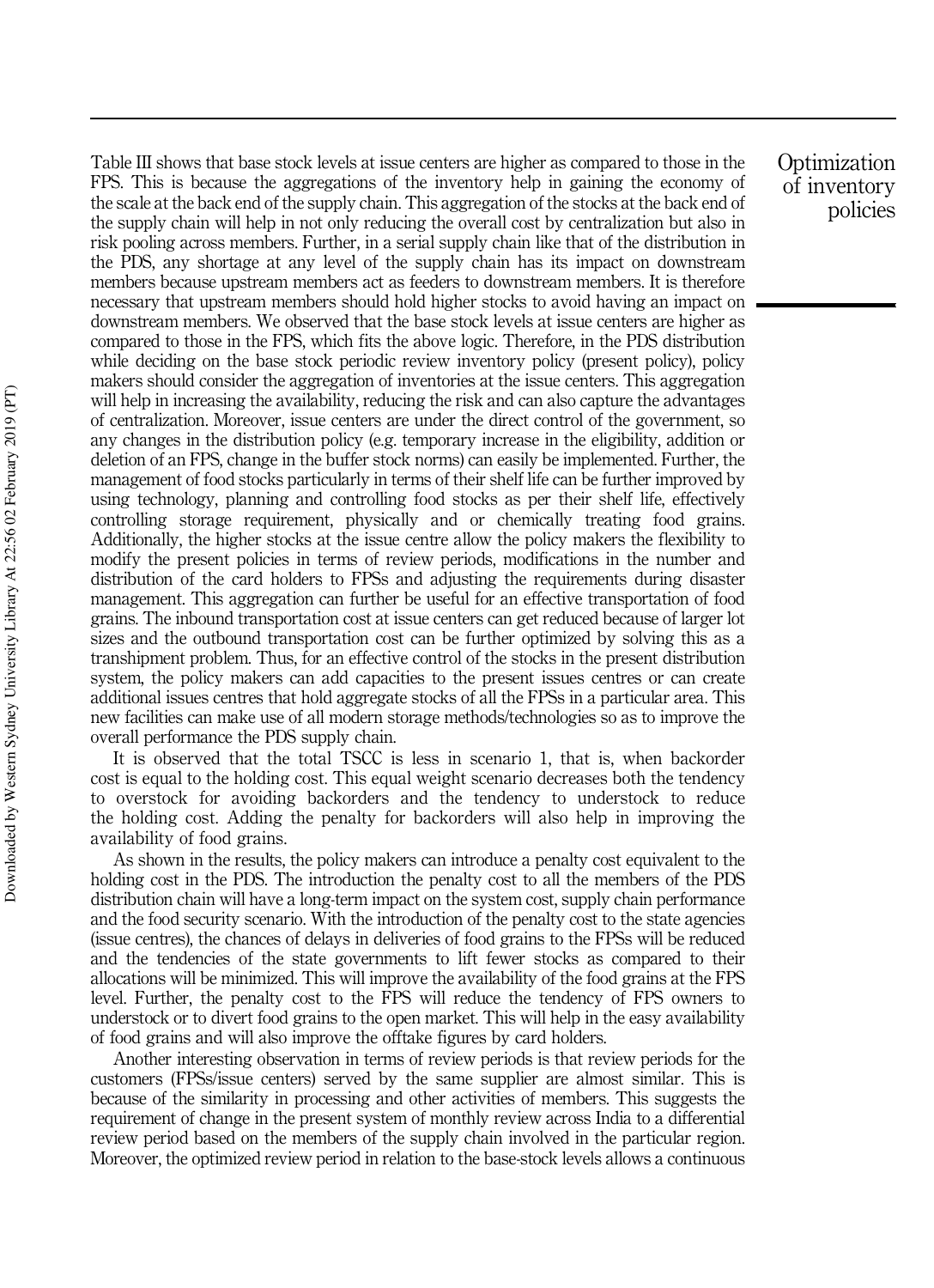Table III shows that base stock levels at issue centers are higher as compared to those in the FPS. This is because the aggregations of the inventory help in gaining the economy of the scale at the back end of the supply chain. This aggregation of the stocks at the back end of the supply chain will help in not only reducing the overall cost by centralization but also in risk pooling across members. Further, in a serial supply chain like that of the distribution in the PDS, any shortage at any level of the supply chain has its impact on downstream members because upstream members act as feeders to downstream members. It is therefore necessary that upstream members should hold higher stocks to avoid having an impact on downstream members. We observed that the base stock levels at issue centers are higher as compared to those in the FPS, which fits the above logic. Therefore, in the PDS distribution while deciding on the base stock periodic review inventory policy (present policy), policy makers should consider the aggregation of inventories at the issue centers. This aggregation will help in increasing the availability, reducing the risk and can also capture the advantages of centralization. Moreover, issue centers are under the direct control of the government, so any changes in the distribution policy (e.g. temporary increase in the eligibility, addition or deletion of an FPS, change in the buffer stock norms) can easily be implemented. Further, the management of food stocks particularly in terms of their shelf life can be further improved by using technology, planning and controlling food stocks as per their shelf life, effectively controlling storage requirement, physically and or chemically treating food grains. Additionally, the higher stocks at the issue centre allow the policy makers the flexibility to modify the present policies in terms of review periods, modifications in the number and distribution of the card holders to FPSs and adjusting the requirements during disaster management. This aggregation can further be useful for an effective transportation of food grains. The inbound transportation cost at issue centers can get reduced because of larger lot sizes and the outbound transportation cost can be further optimized by solving this as a transhipment problem. Thus, for an effective control of the stocks in the present distribution system, the policy makers can add capacities to the present issues centres or can create additional issues centres that hold aggregate stocks of all the FPSs in a particular area. This new facilities can make use of all modern storage methods/technologies so as to improve the overall performance the PDS supply chain.

It is observed that the total TSCC is less in scenario 1, that is, when backorder cost is equal to the holding cost. This equal weight scenario decreases both the tendency to overstock for avoiding backorders and the tendency to understock to reduce the holding cost. Adding the penalty for backorders will also help in improving the availability of food grains.

As shown in the results, the policy makers can introduce a penalty cost equivalent to the holding cost in the PDS. The introduction the penalty cost to all the members of the PDS distribution chain will have a long-term impact on the system cost, supply chain performance and the food security scenario. With the introduction of the penalty cost to the state agencies (issue centres), the chances of delays in deliveries of food grains to the FPSs will be reduced and the tendencies of the state governments to lift fewer stocks as compared to their allocations will be minimized. This will improve the availability of the food grains at the FPS level. Further, the penalty cost to the FPS will reduce the tendency of FPS owners to understock or to divert food grains to the open market. This will help in the easy availability of food grains and will also improve the offtake figures by card holders.

Another interesting observation in terms of review periods is that review periods for the customers (FPSs/issue centers) served by the same supplier are almost similar. This is because of the similarity in processing and other activities of members. This suggests the requirement of change in the present system of monthly review across India to a differential review period based on the members of the supply chain involved in the particular region. Moreover, the optimized review period in relation to the base-stock levels allows a continuous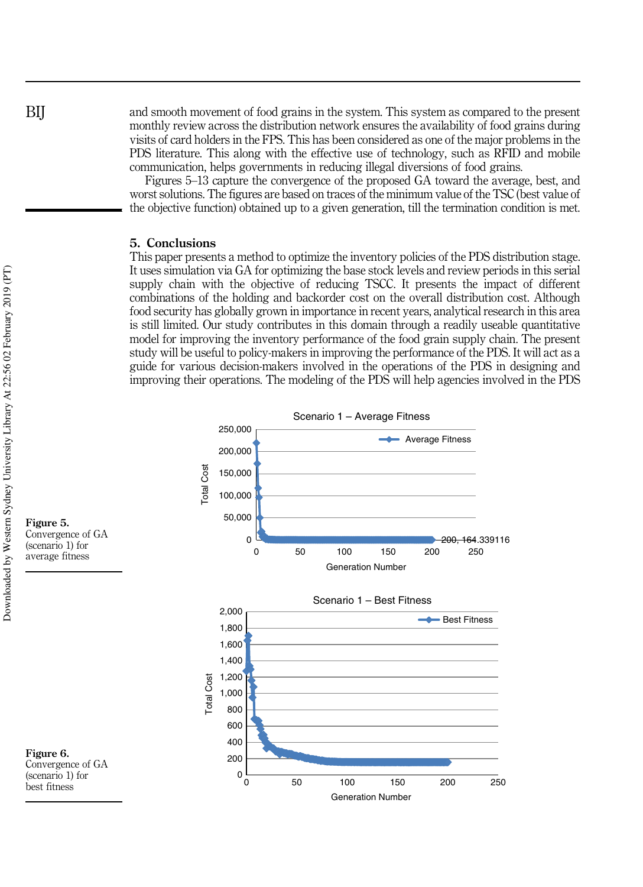and smooth movement of food grains in the system. This system as compared to the present monthly review across the distribution network ensures the availability of food grains during visits of card holders in the FPS. This has been considered as one of the major problems in the PDS literature. This along with the effective use of technology, such as RFID and mobile communication, helps governments in reducing illegal diversions of food grains.

Figures 5–13 capture the convergence of the proposed GA toward the average, best, and worst solutions. The figures are based on traces of the minimum value of the TSC (best value of the objective function) obtained up to a given generation, till the termination condition is met.

## 5. Conclusions

This paper presents a method to optimize the inventory policies of the PDS distribution stage. It uses simulation via GA for optimizing the base stock levels and review periods in this serial supply chain with the objective of reducing TSCC. It presents the impact of different combinations of the holding and backorder cost on the overall distribution cost. Although food security has globally grown in importance in recent years, analytical research in this area is still limited. Our study contributes in this domain through a readily useable quantitative model for improving the inventory performance of the food grain supply chain. The present study will be useful to policy-makers in improving the performance of the PDS. It will act as a guide for various decision-makers involved in the operations of the PDS in designing and improving their operations. The modeling of the PDS will help agencies involved in the PDS

**Figure 5.** Convergence of GA (scenario 1) for average fitness

**Figure 6.** Convergence of GA (scenario 1) for best fitness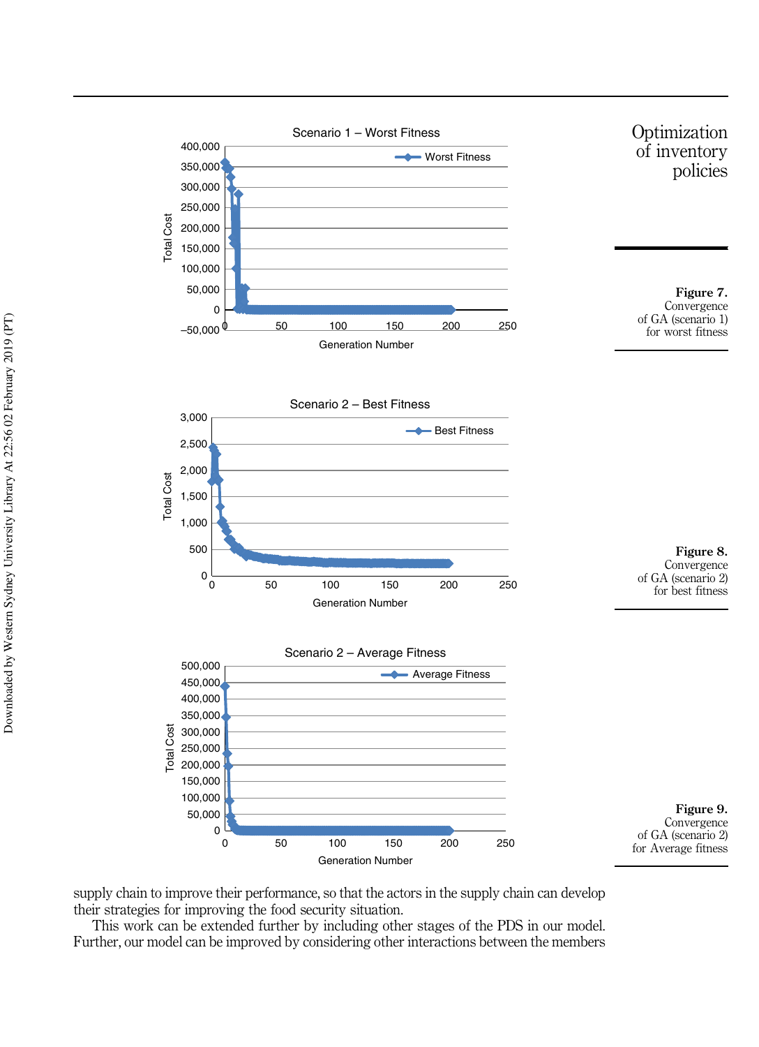**Figure 7.**
Convergence of GA (scenario 1) for worst fitness

**Figure 8.**
Convergence of GA (scenario 2) for best fitness

**Figure 9.**
Convergence of GA (scenario 2) for Average fitness

supply chain to improve their performance, so that the actors in the supply chain can develop their strategies for improving the food security situation.

This work can be extended further by including other stages of the PDS in our model. Further, our model can be improved by considering other interactions between the members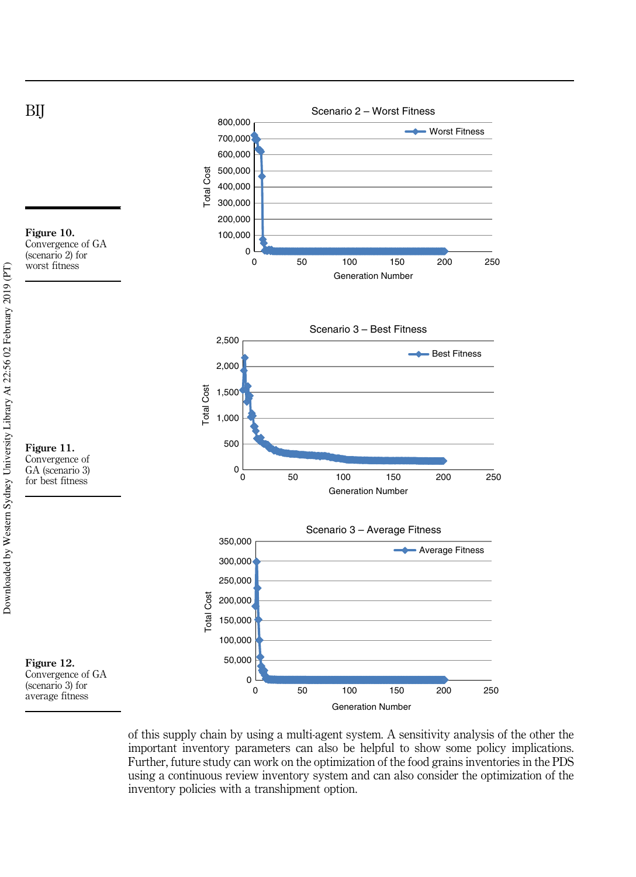**Figure 10.**
Convergence of GA (scenario 2) for worst fitness

**Figure 11.**
Convergence of GA (scenario 3) for best fitness

**Figure 12.**
Convergence of GA (scenario 3) for average fitness

of this supply chain by using a multi-agent system. A sensitivity analysis of the other the important inventory parameters can also be helpful to show some policy implications. Further, future study can work on the optimization of the food grains inventories in the PDS using a continuous review inventory system and can also consider the optimization of the inventory policies with a transhipment option.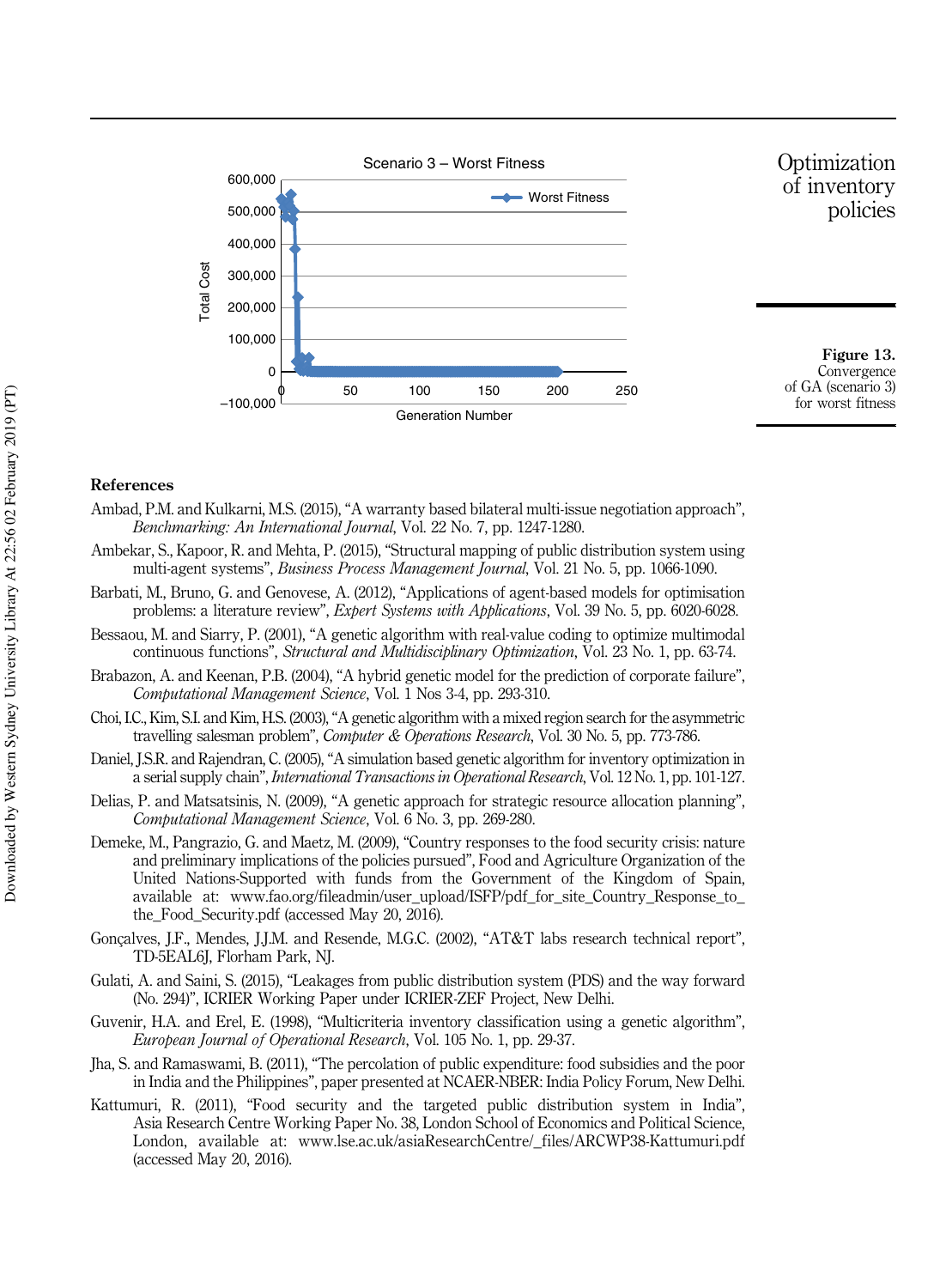Figure 13. Convergence of GA (scenario 3) for worst fitness

## References

Ambad, P.M. and Kulkarni, M.S. (2015), "A warranty based bilateral multi-issue negotiation approach", *Benchmarking: An International Journal*, Vol. 22 No. 7, pp. 1247-1280.

Ambekar, S., Kapoor, R. and Mehta, P. (2015), "Structural mapping of public distribution system using multi-agent systems", *Business Process Management Journal*, Vol. 21 No. 5, pp. 1066-1090.

Barbati, M., Bruno, G. and Genovese, A. (2012), "Applications of agent-based models for optimisation problems: a literature review", *Expert Systems with Applications*, Vol. 39 No. 5, pp. 6020-6028.

Bessaou, M. and Siarry, P. (2001), "A genetic algorithm with real-value coding to optimize multimodal continuous functions", *Structural and Multidisciplinary Optimization*, Vol. 23 No. 1, pp. 63-74.

Brabazon, A. and Keenan, P.B. (2004), "A hybrid genetic model for the prediction of corporate failure", *Computational Management Science*, Vol. 1 Nos 3-4, pp. 293-310.

Choi, I.C., Kim, S.I. and Kim, H.S. (2003), "A genetic algorithm with a mixed region search for the asymmetric travelling salesman problem", *Computer & Operations Research*, Vol. 30 No. 5, pp. 773-786.

Daniel, J.S.R. and Rajendran, C. (2005), "A simulation based genetic algorithm for inventory optimization in a serial supply chain", *International Transactions in Operational Research*, Vol. 12 No. 1, pp. 101-127.

Delias, P. and Matsatsinis, N. (2009), "A genetic approach for strategic resource allocation planning", *Computational Management Science*, Vol. 6 No. 3, pp. 269-280.

Demeke, M., Pangrazio, G. and Maetz, M. (2009), "Country responses to the food security crisis: nature and preliminary implications of the policies pursued", Food and Agriculture Organization of the United Nations-Supported with funds from the Government of the Kingdom of Spain, available at: www.fao.org/fileadmin/user_upload/ISFP/pdf_for_site_Country_Response_to_the_Food_Security.pdf (accessed May 20, 2016).

Gonçalves, J.F., Mendes, J.J.M. and Resende, M.G.C. (2002), "AT&T labs research technical report", TD-5EAL6J, Florham Park, NJ.

Gulati, A. and Saini, S. (2015), "Leakages from public distribution system (PDS) and the way forward (No. 294)", ICRIER Working Paper under ICRIER-ZEF Project, New Delhi.

Guvenir, H.A. and Erel, E. (1998), "Multicriteria inventory classification using a genetic algorithm", *European Journal of Operational Research*, Vol. 105 No. 1, pp. 29-37.

Jha, S. and Ramaswami, B. (2011), "The percolation of public expenditure: food subsidies and the poor in India and the Philippines", paper presented at NCAER-NBER: India Policy Forum, New Delhi.

Kattumuri, R. (2011), "Food security and the targeted public distribution system in India", Asia Research Centre Working Paper No. 38, London School of Economics and Political Science, London, available at: www.lse.ac.uk/asiaResearchCentre/_files/ARCWP38-Kattumuri.pdf (accessed May 20, 2016).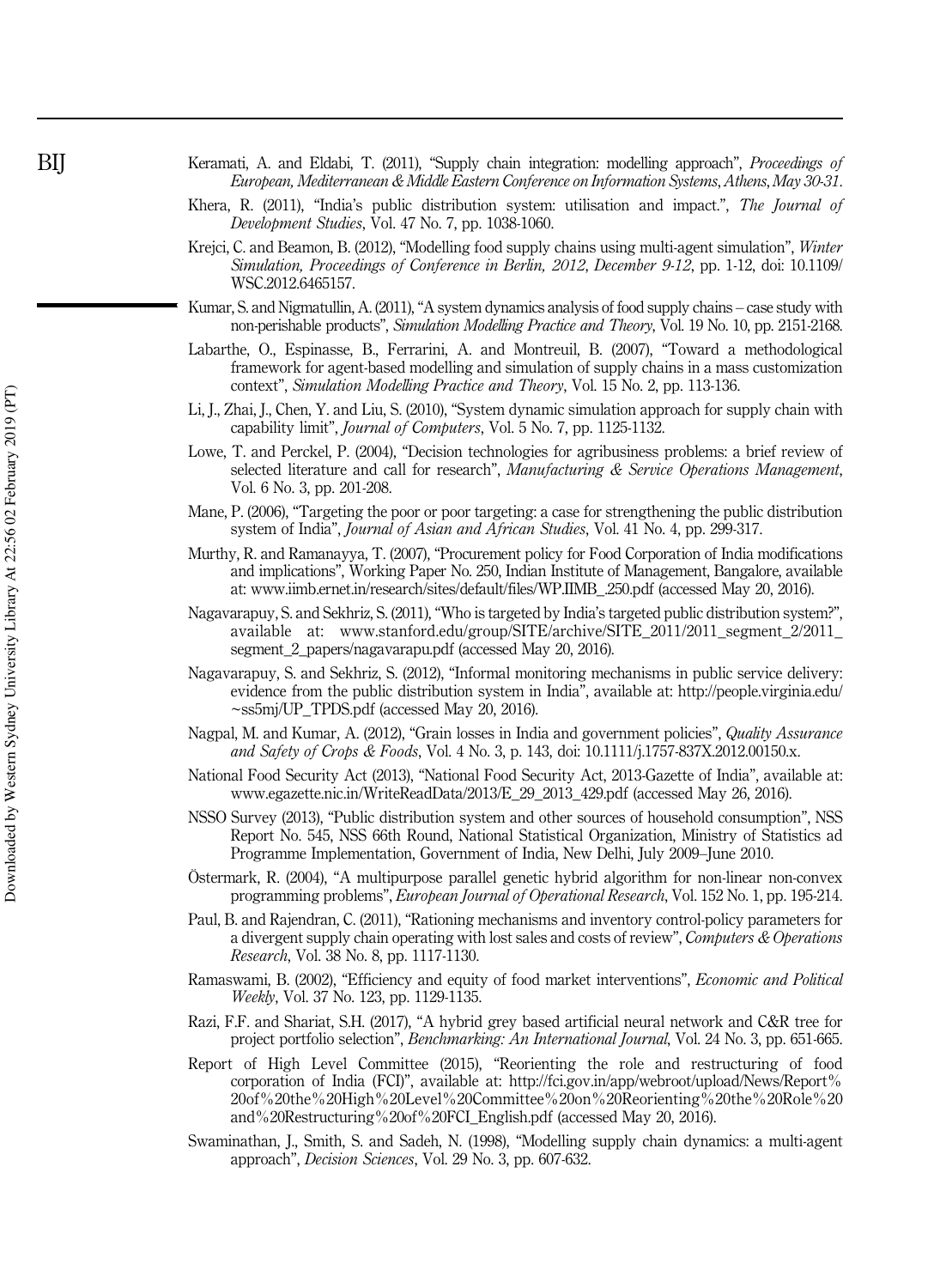Keramati, A. and Eldabi, T. (2011), "Supply chain integration: modelling approach", *Proceedings of European, Mediterranean & Middle Eastern Conference on Information Systems, Athens, May 30-31.*

Khera, R. (2011), "India's public distribution system: utilisation and impact.", *The Journal of Development Studies*, Vol. 47 No. 7, pp. 1038-1060.

Krejci, C. and Beamon, B. (2012), "Modelling food supply chains using multi-agent simulation", *Winter Simulation, Proceedings of Conference in Berlin, 2012, December 9-12*, pp. 1-12, doi: 10.1109/WSC.2012.6465157.

Kumar, S. and Nigmatullin, A. (2011), "A system dynamics analysis of food supply chains – case study with non-perishable products", *Simulation Modelling Practice and Theory*, Vol. 19 No. 10, pp. 2151-2168.

Labarthe, O., Espinasse, B., Ferrarini, A. and Montreuil, B. (2007), "Toward a methodological framework for agent-based modelling and simulation of supply chains in a mass customization context", *Simulation Modelling Practice and Theory*, Vol. 15 No. 2, pp. 113-136.

Li, J., Zhai, J., Chen, Y. and Liu, S. (2010), "System dynamic simulation approach for supply chain with capability limit", *Journal of Computers*, Vol. 5 No. 7, pp. 1125-1132.

Lowe, T. and Perckel, P. (2004), "Decision technologies for agribusiness problems: a brief review of selected literature and call for research", *Manufacturing & Service Operations Management*, Vol. 6 No. 3, pp. 201-208.

Mane, P. (2006), "Targeting the poor or poor targeting: a case for strengthening the public distribution system of India", *Journal of Asian and African Studies*, Vol. 41 No. 4, pp. 299-317.

Murthy, R. and Ramanayya, T. (2007), "Procurement policy for Food Corporation of India modifications and implications", Working Paper No. 250, Indian Institute of Management, Bangalore, available at: www.iimb.ernet.in/research/sites/default/files/WP.IIMB_.250.pdf (accessed May 20, 2016).

Nagavarapuy, S. and Sekhriz, S. (2011), "Who is targeted by India's targeted public distribution system?", available at: www.stanford.edu/group/SITE/archive/SITE_2011/2011_segment_2/2011_segment_2_papers/nagavarapu.pdf (accessed May 20, 2016).

Nagavarapuy, S. and Sekhriz, S. (2012), "Informal monitoring mechanisms in public service delivery: evidence from the public distribution system in India", available at: http://people.virginia.edu/~ss5mj/UP_TPDS.pdf (accessed May 20, 2016).

Nagpal, M. and Kumar, A. (2012), "Grain losses in India and government policies", *Quality Assurance and Safety of Crops & Foods*, Vol. 4 No. 3, p. 143, doi: 10.1111/j.1757-837X.2012.00150.x.

National Food Security Act (2013), "National Food Security Act, 2013-Gazette of India", available at: www.egazette.nic.in/WriteReadData/2013/E_29_2013_429.pdf (accessed May 26, 2016).

NSSO Survey (2013), "Public distribution system and other sources of household consumption", NSS Report No. 545, NSS 66th Round, National Statistical Organization, Ministry of Statistics ad Programme Implementation, Government of India, New Delhi, July 2009–June 2010.

Östermark, R. (2004), "A multipurpose parallel genetic hybrid algorithm for non-linear non-convex programming problems", *European Journal of Operational Research*, Vol. 152 No. 1, pp. 195-214.

Paul, B. and Rajendran, C. (2011), "Rationing mechanisms and inventory control-policy parameters for a divergent supply chain operating with lost sales and costs of review", *Computers & Operations Research*, Vol. 38 No. 8, pp. 1117-1130.

Ramaswami, B. (2002), "Efficiency and equity of food market interventions", *Economic and Political Weekly*, Vol. 37 No. 123, pp. 1129-1135.

Razi, F.F. and Shariat, S.H. (2017), "A hybrid grey based artificial neural network and C&R tree for project portfolio selection", *Benchmarking: An International Journal*, Vol. 24 No. 3, pp. 651-665.

Report of High Level Committee (2015), "Reorienting the role and restructuring of food corporation of India (FCI)", available at: http://fci.gov.in/app/webroot/upload/News/Report%20of%20the%20High%20Level%20Committee%20on%20Reorienting%20the%20Role%20and%20Restructuring%20of%20FCI_English.pdf (accessed May 20, 2016).

Swaminathan, J., Smith, S. and Sadeh, N. (1998), "Modelling supply chain dynamics: a multi-agent approach", *Decision Sciences*, Vol. 29 No. 3, pp. 607-632.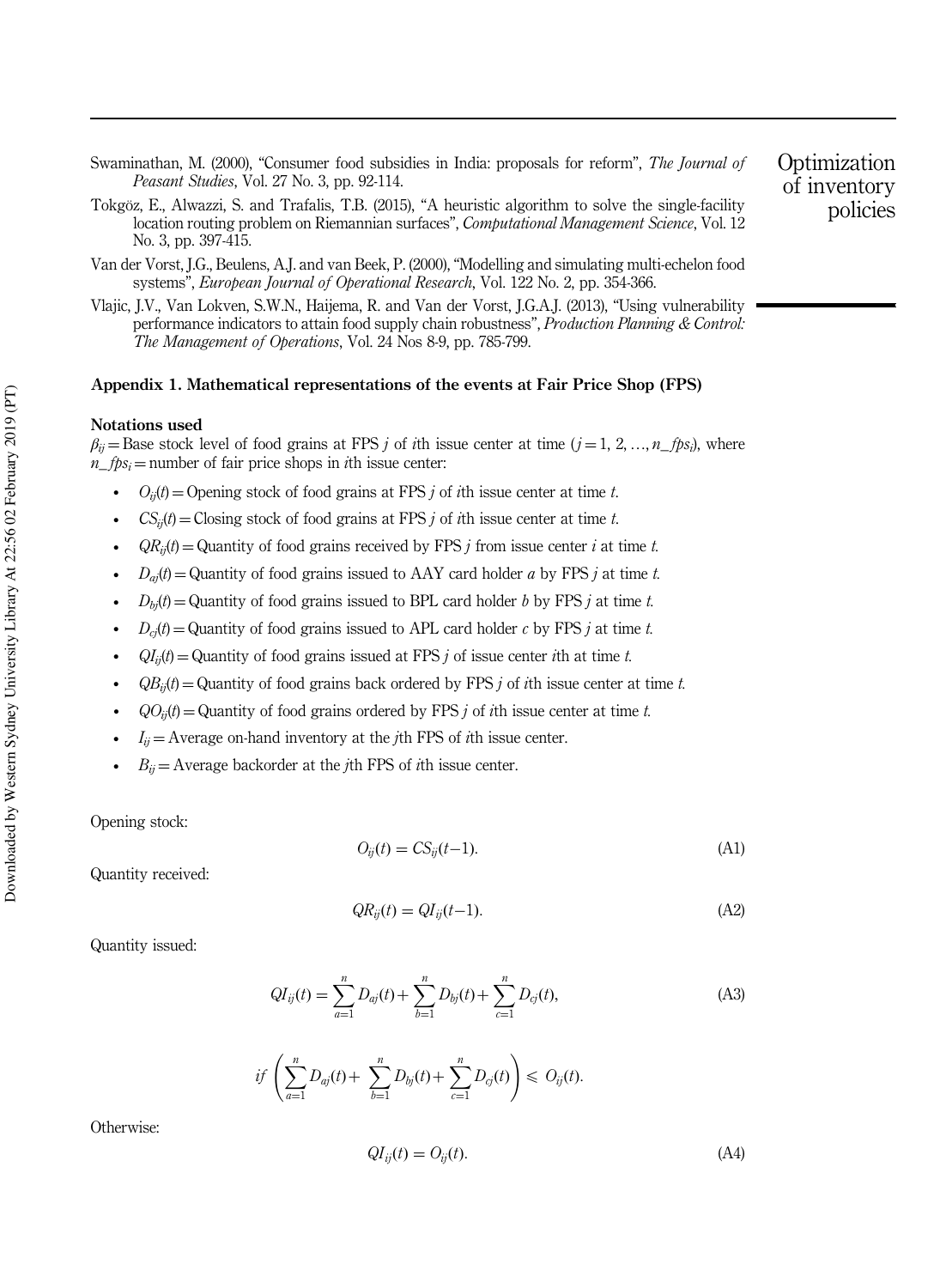Swaminathan, M. (2000), "Consumer food subsidies in India: proposals for reform", *The Journal of Peasant Studies*, Vol. 27 No. 3, pp. 92-114.

Tokgöz, E., Alwazzi, S. and Trafalis, T.B. (2015), "A heuristic algorithm to solve the single-facility location routing problem on Riemannian surfaces", *Computational Management Science*, Vol. 12 No. 3, pp. 397-415.

Van der Vorst, J.G., Beulens, A.J. and van Beek, P. (2000), "Modelling and simulating multi-echelon food systems", *European Journal of Operational Research*, Vol. 122 No. 2, pp. 354-366.

Vlajic, J.V., Van Lokven, S.W.N., Haijema, R. and Van der Vorst, J.G.A.J. (2013), "Using vulnerability performance indicators to attain food supply chain robustness", *Production Planning & Control: The Management of Operations*, Vol. 24 Nos 8-9, pp. 785-799.

## Appendix 1. Mathematical representations of the events at Fair Price Shop (FPS)

### Notations used

$\beta_{ij}$ = Base stock level of food grains at FPS $j$ of $i$th issue center at time ($j = 1, 2, \ldots, n\_fps_i$), where $n\_fps_i$ = number of fair price shops in $i$th issue center:

- $O_{ij}(t)$ = Opening stock of food grains at FPS $j$ of $i$th issue center at time $t$.
- $CS_{ij}(t)$ = Closing stock of food grains at FPS $j$ of $i$th issue center at time $t$.
- $QR_{ij}(t)$ = Quantity of food grains received by FPS $j$ from issue center $i$ at time $t$.
- $D_{aj}(t)$ = Quantity of food grains issued to AAY card holder $a$ by FPS $j$ at time $t$.
- $D_{bj}(t)$ = Quantity of food grains issued to BPL card holder $b$ by FPS $j$ at time $t$.
- $D_{cj}(t)$ = Quantity of food grains issued to APL card holder $c$ by FPS $j$ at time $t$.
- $QI_{ij}(t)$ = Quantity of food grains issued at FPS $j$ of issue center $i$th at time $t$.
- $QB_{ij}(t)$ = Quantity of food grains back ordered by FPS $j$ of $i$th issue center at time $t$.
- $QO_{ij}(t)$ = Quantity of food grains ordered by FPS $j$ of $i$th issue center at time $t$.
- $I_{ij}$ = Average on-hand inventory at the $j$th FPS of $i$th issue center.
- $B_{ij}$ = Average backorder at the $j$th FPS of $i$th issue center.

Opening stock:

$$O_{ij}(t) = CS_{ij}(t-1). \tag{A1}$$

Quantity received:

$$QR_{ij}(t) = QI_{ij}(t-1). \tag{A2}$$

Quantity issued:

$$QI_{ij}(t) = \sum_{a=1}^{n} D_{aj}(t) + \sum_{b=1}^{n} D_{bj}(t) + \sum_{c=1}^{n} D_{cj}(t), \tag{A3}$$

$$if \left( \sum_{a=1}^{n} D_{aj}(t) + \sum_{b=1}^{n} D_{bj}(t) + \sum_{c=1}^{n} D_{cj}(t) \right) \leqslant O_{ij}(t).$$

Otherwise:

$$QI_{ij}(t) = O_{ij}(t). \tag{A4}$$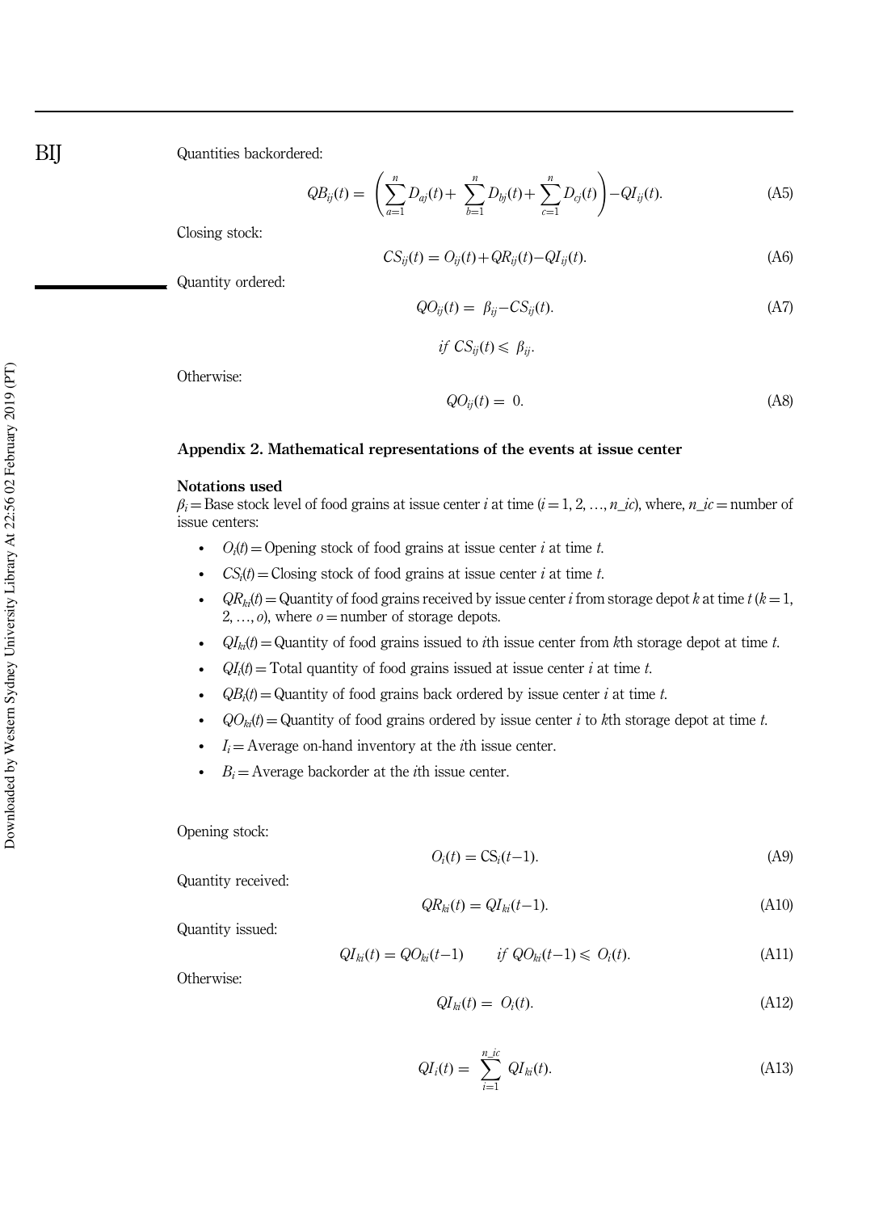Quantities backordered:

$$QB_{ij}(t) = \left( \sum_{a=1}^{n} D_{aj}(t) + \sum_{b=1}^{n} D_{bj}(t) + \sum_{c=1}^{n} D_{cj}(t) \right) - QI_{ij}(t). \tag{A5}$$

Closing stock:

$$CS_{ij}(t) = O_{ij}(t) + QR_{ij}(t) - QI_{ij}(t). \tag{A6}$$

Quantity ordered:

$$QO_{ij}(t) = \beta_{ij} - CS_{ij}(t). \tag{A7}$$

$$if \ CS_{ij}(t) \leqslant \beta_{ij}.$$

Otherwise:

$$QO_{ij}(t) = 0. \tag{A8}$$

## Appendix 2. Mathematical representations of the events at issue center

### Notations used

$\beta_i$ = Base stock level of food grains at issue center $i$ at time ($i = 1, 2, \ldots, n\_ic$), where, $n\_ic$ = number of issue centers:

- $O_i(t)$ = Opening stock of food grains at issue center $i$ at time $t$.
- $CS_i(t)$ = Closing stock of food grains at issue center $i$ at time $t$.
- $QR_{ki}(t)$ = Quantity of food grains received by issue center $i$ from storage depot $k$ at time $t$ ($k = 1, 2, \ldots, o$), where $o$ = number of storage depots.
- $QI_{ki}(t)$ = Quantity of food grains issued to $i$th issue center from $k$th storage depot at time $t$.
- $QI_i(t)$ = Total quantity of food grains issued at issue center $i$ at time $t$.
- $QB_i(t)$ = Quantity of food grains back ordered by issue center $i$ at time $t$.
- $QO_{ki}(t)$ = Quantity of food grains ordered by issue center $i$ to $k$th storage depot at time $t$.
- $I_i$ = Average on-hand inventory at the $i$th issue center.
- $B_i$ = Average backorder at the $i$th issue center.

Opening stock:

$$O_i(t) = CS_i(t-1). \tag{A9}$$

Quantity received:

$$QR_{ki}(t) = QI_{ki}(t-1). \tag{A10}$$

Quantity issued:

$$QI_{ki}(t) = QO_{ki}(t-1) \qquad if \ QO_{ki}(t-1) \leqslant O_i(t). \tag{A11}$$

Otherwise:

$$QI_{ki}(t) = O_i(t). \tag{A12}$$

$$QI_i(t) = \sum_{i=1}^{n\_ic} QI_{ki}(t). \tag{A13}$$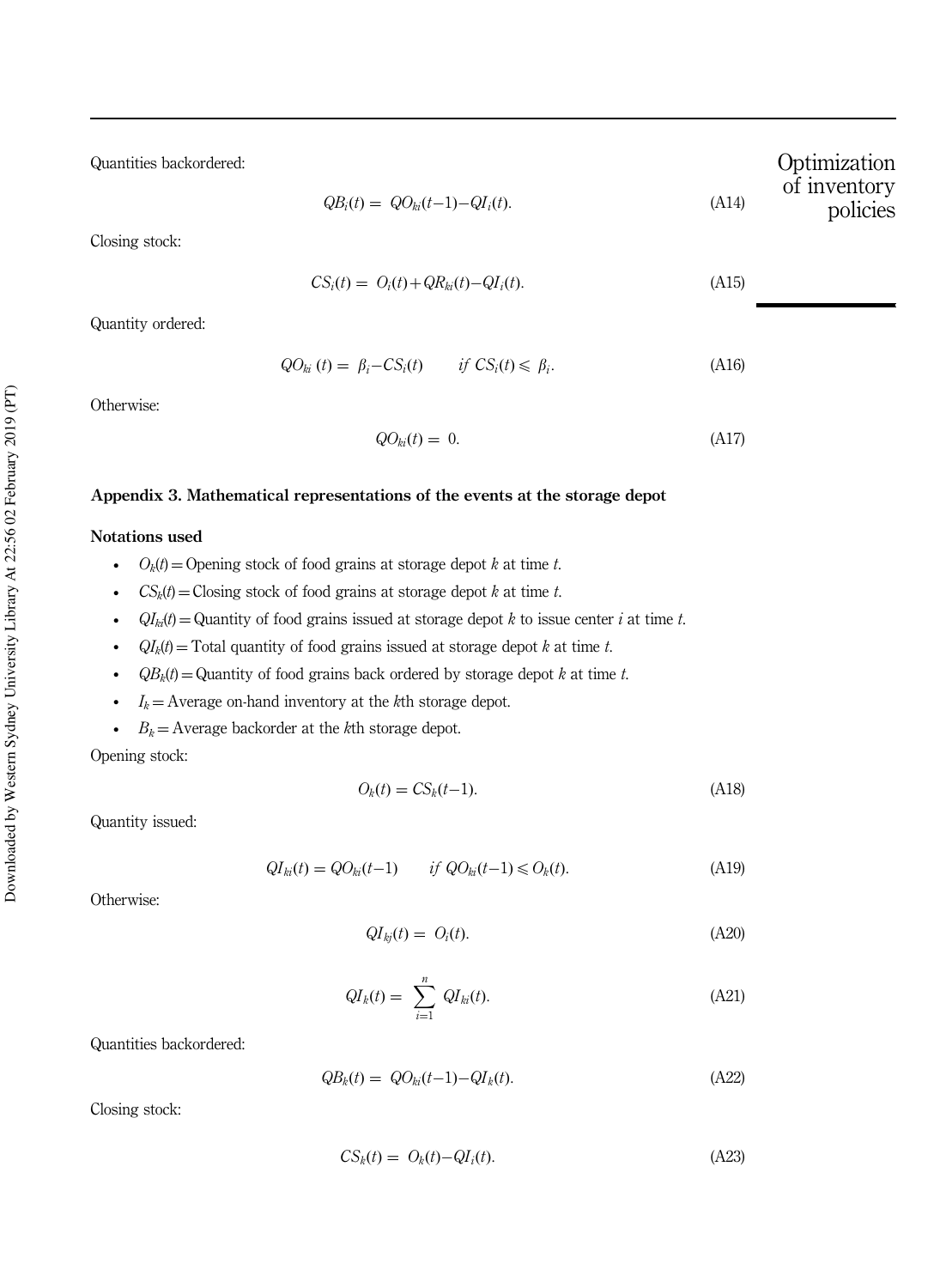Quantities backordered:

$$QB_i(t) = QO_{ki}(t-1) - QI_i(t). \tag{A14}$$

Closing stock:

$$CS_i(t) = O_i(t) + QR_{ki}(t) - QI_i(t). \tag{A15}$$

Quantity ordered:

$$QO_{ki}(t) = \beta_i - CS_i(t) \qquad if\ CS_i(t) \leqslant \beta_i. \tag{A16}$$

Otherwise:

$$QO_{ki}(t) = 0. \tag{A17}$$

## Appendix 3. Mathematical representations of the events at the storage depot

### Notations used

- $O_k(t)$ = Opening stock of food grains at storage depot $k$ at time $t$.
- $CS_k(t)$ = Closing stock of food grains at storage depot $k$ at time $t$.
- $QI_{ki}(t)$ = Quantity of food grains issued at storage depot $k$ to issue center $i$ at time $t$.
- $QI_k(t)$ = Total quantity of food grains issued at storage depot $k$ at time $t$.
- $QB_k(t)$ = Quantity of food grains back ordered by storage depot $k$ at time $t$.
- $I_k$ = Average on-hand inventory at the $k$th storage depot.
- $B_k$ = Average backorder at the $k$th storage depot.

Opening stock:

$$O_k(t) = CS_k(t-1). \tag{A18}$$

Quantity issued:

$$QI_{ki}(t) = QO_{ki}(t-1) \qquad if\ QO_{ki}(t-1) \leqslant O_k(t). \tag{A19}$$

Otherwise:

$$QI_{kj}(t) = O_i(t). \tag{A20}$$

$$QI_k(t) = \sum_{i=1}^{n} QI_{ki}(t). \tag{A21}$$

Quantities backordered:

$$QB_k(t) = QO_{ki}(t-1) - QI_k(t). \tag{A22}$$

Closing stock:

$$CS_k(t) = O_k(t) - QI_i(t). \tag{A23}$$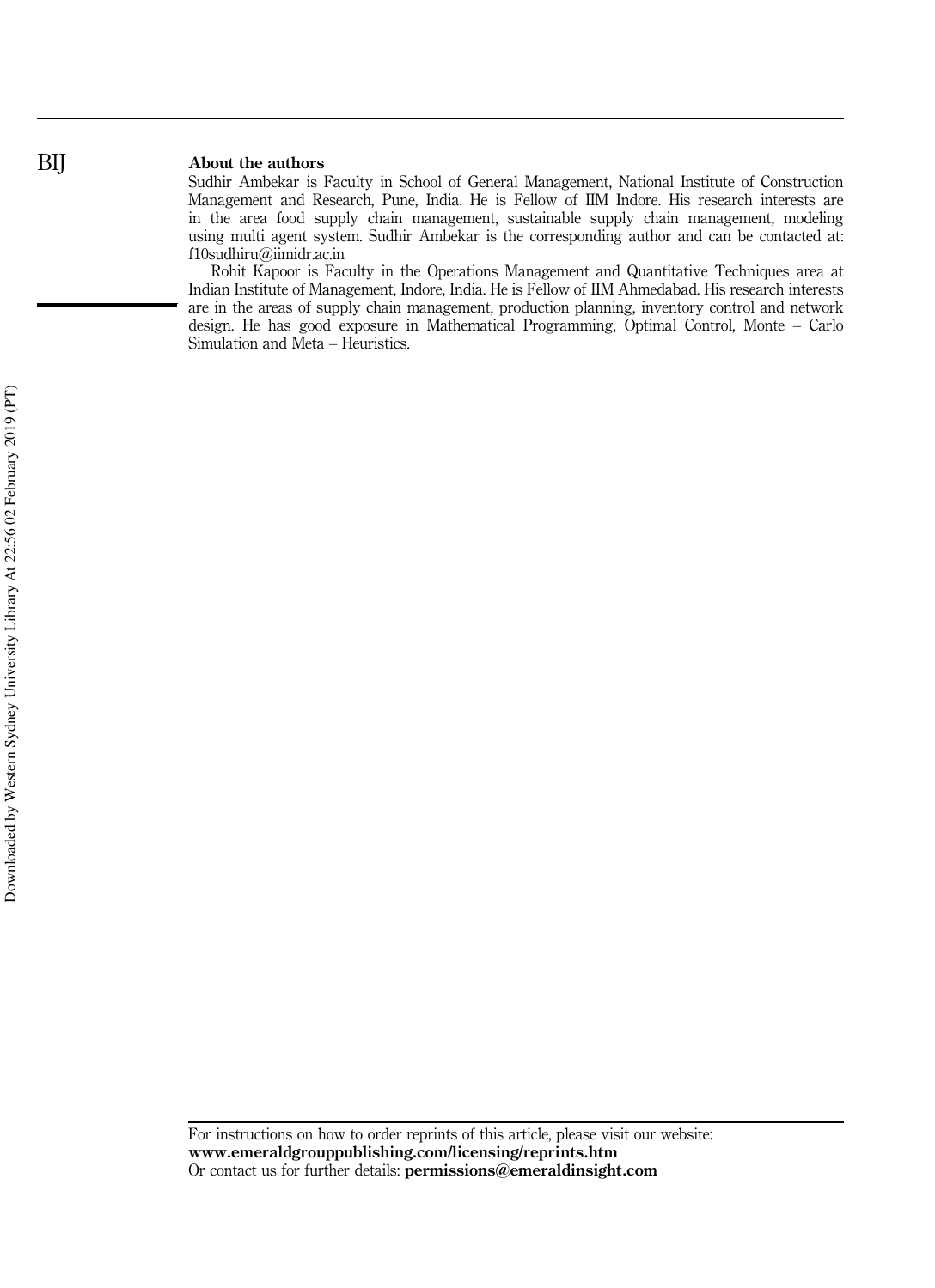## About the authors

Sudhir Ambekar is Faculty in School of General Management, National Institute of Construction Management and Research, Pune, India. He is Fellow of IIM Indore. His research interests are in the area food supply chain management, sustainable supply chain management, modeling using multi agent system. Sudhir Ambekar is the corresponding author and can be contacted at: f10sudhiru@iimidr.ac.in

Rohit Kapoor is Faculty in the Operations Management and Quantitative Techniques area at Indian Institute of Management, Indore, India. He is Fellow of IIM Ahmedabad. His research interests are in the areas of supply chain management, production planning, inventory control and network design. He has good exposure in Mathematical Programming, Optimal Control, Monte – Carlo Simulation and Meta – Heuristics.

For instructions on how to order reprints of this article, please visit our website:
**www.emeraldgrouppublishing.com/licensing/reprints.htm**
Or contact us for further details: **permissions@emeraldinsight.com**